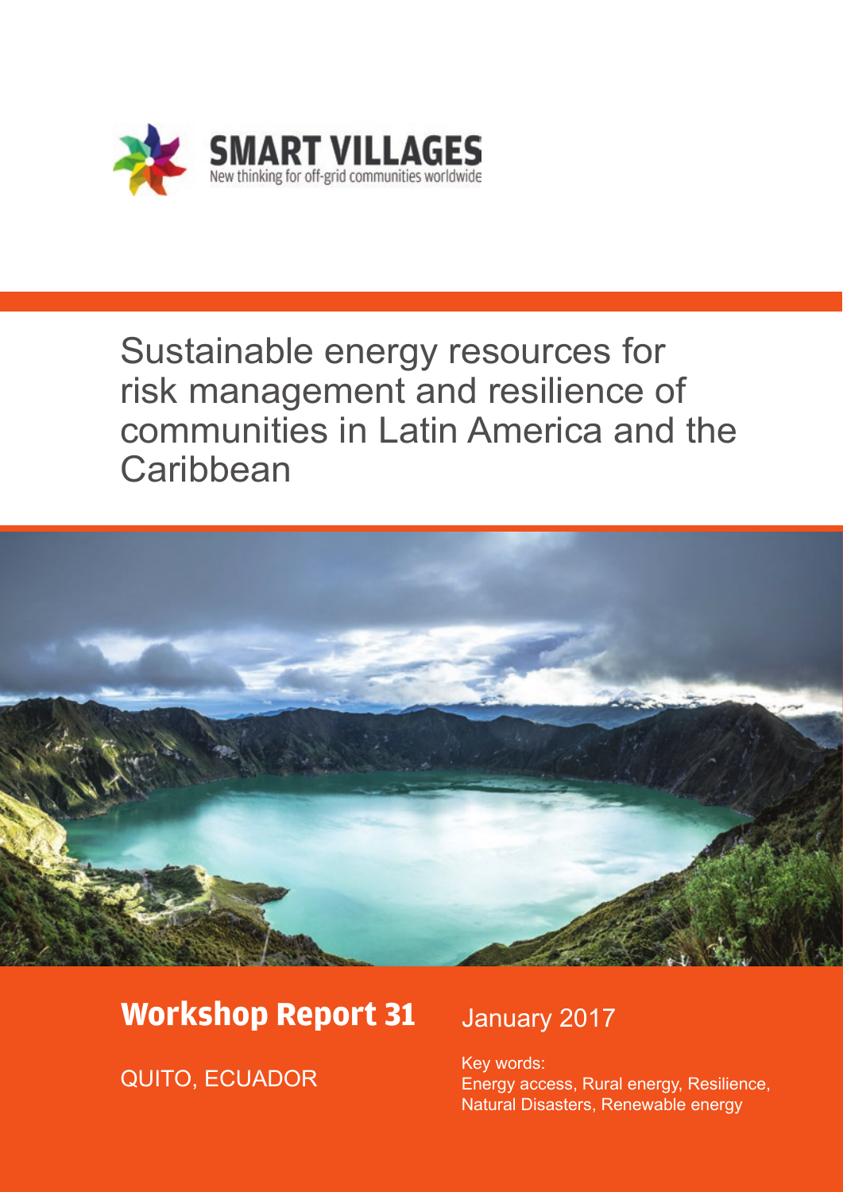SMART VILLAGES

New thinking for off-grid communities worldwide

# Sustainable energy resources for risk management and resilience of communities in Latin America and the Caribbean

**Workshop Report 31**

January 2017

QUITO, ECUADOR

Key words:
Energy access, Rural energy, Resilience, Natural Disasters, Renewable energy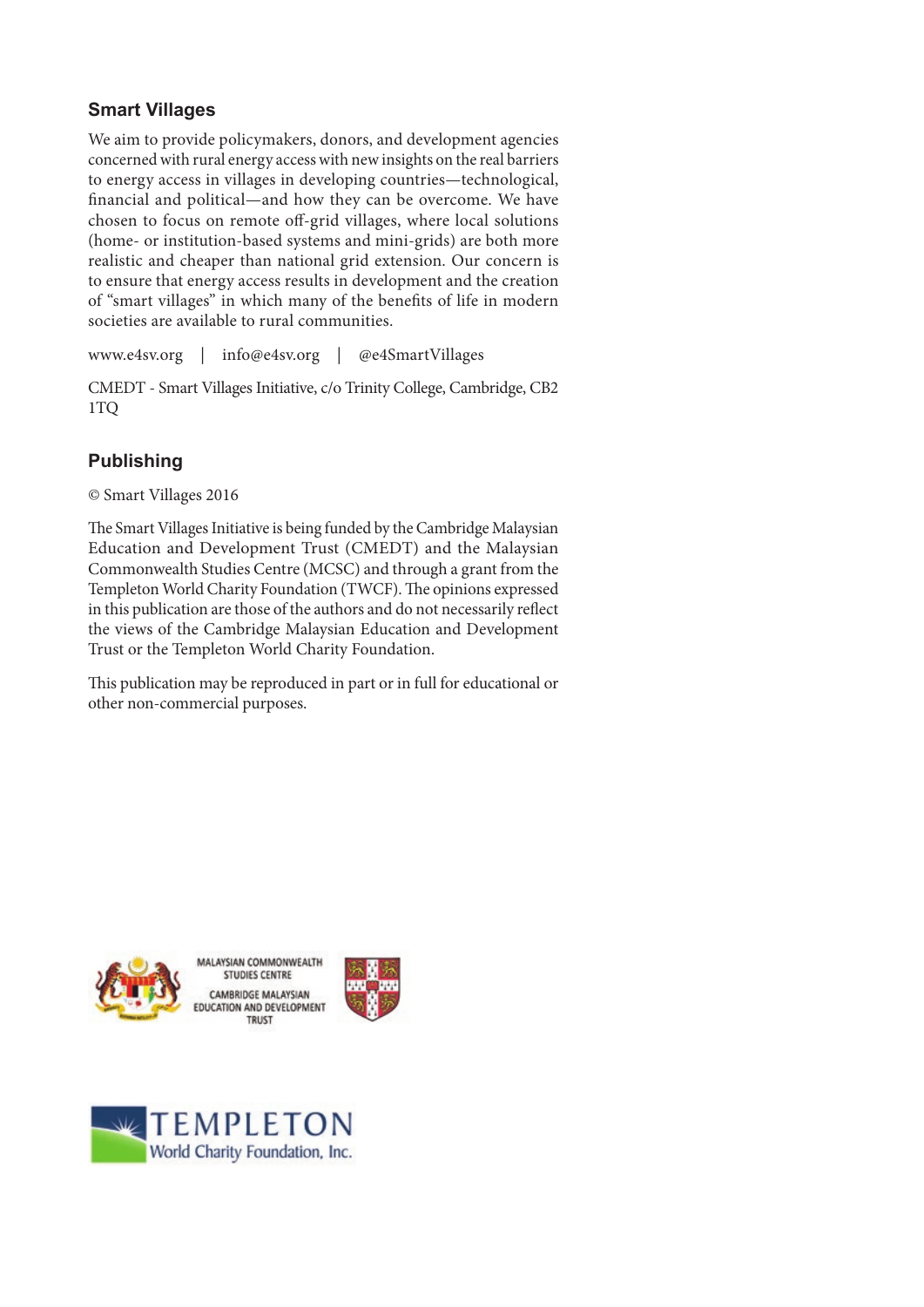## Smart Villages

We aim to provide policymakers, donors, and development agencies concerned with rural energy access with new insights on the real barriers to energy access in villages in developing countries—technological, financial and political—and how they can be overcome. We have chosen to focus on remote off-grid villages, where local solutions (home- or institution-based systems and mini-grids) are both more realistic and cheaper than national grid extension. Our concern is to ensure that energy access results in development and the creation of "smart villages" in which many of the benefits of life in modern societies are available to rural communities.

www.e4sv.org | info@e4sv.org | @e4SmartVillages

CMEDT - Smart Villages Initiative, c/o Trinity College, Cambridge, CB2 1TQ

## Publishing

© Smart Villages 2016

The Smart Villages Initiative is being funded by the Cambridge Malaysian Education and Development Trust (CMEDT) and the Malaysian Commonwealth Studies Centre (MCSC) and through a grant from the Templeton World Charity Foundation (TWCF). The opinions expressed in this publication are those of the authors and do not necessarily reflect the views of the Cambridge Malaysian Education and Development Trust or the Templeton World Charity Foundation.

This publication may be reproduced in part or in full for educational or other non-commercial purposes.

MALAYSIAN COMMONWEALTH STUDIES CENTRE

CAMBRIDGE MALAYSIAN EDUCATION AND DEVELOPMENT TRUST

TEMPLETON World Charity Foundation, Inc.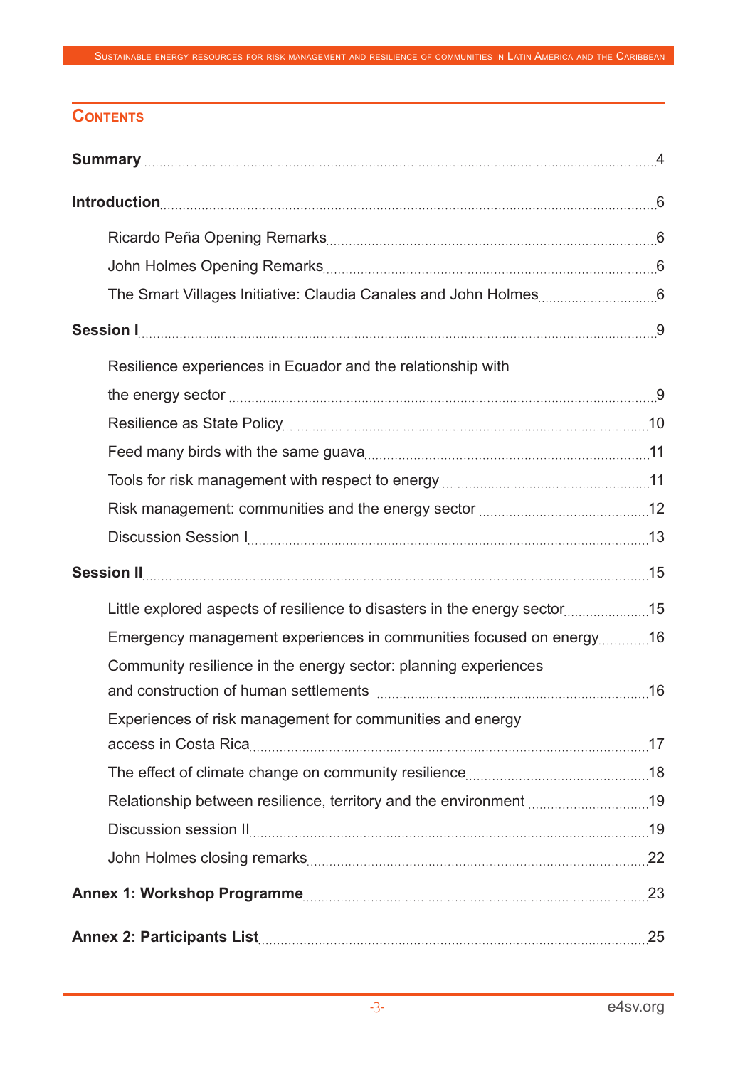## Contents

**Summary** ........ 4

**Introduction** ........ 6

- Ricardo Peña Opening Remarks ........ 6
- John Holmes Opening Remarks ........ 6
- The Smart Villages Initiative: Claudia Canales and John Holmes ........ 6

**Session I** ........ 9

- Resilience experiences in Ecuador and the relationship with the energy sector ........ 9
- Resilience as State Policy ........ 10
- Feed many birds with the same guava ........ 11
- Tools for risk management with respect to energy ........ 11
- Risk management: communities and the energy sector ........ 12
- Discussion Session I ........ 13

**Session II** ........ 15

- Little explored aspects of resilience to disasters in the energy sector ........ 15
- Emergency management experiences in communities focused on energy ........ 16
- Community resilience in the energy sector: planning experiences and construction of human settlements ........ 16
- Experiences of risk management for communities and energy access in Costa Rica ........ 17
- The effect of climate change on community resilience ........ 18
- Relationship between resilience, territory and the environment ........ 19
- Discussion session II ........ 19
- John Holmes closing remarks ........ 22

**Annex 1: Workshop Programme** ........ 23

**Annex 2: Participants List** ........ 25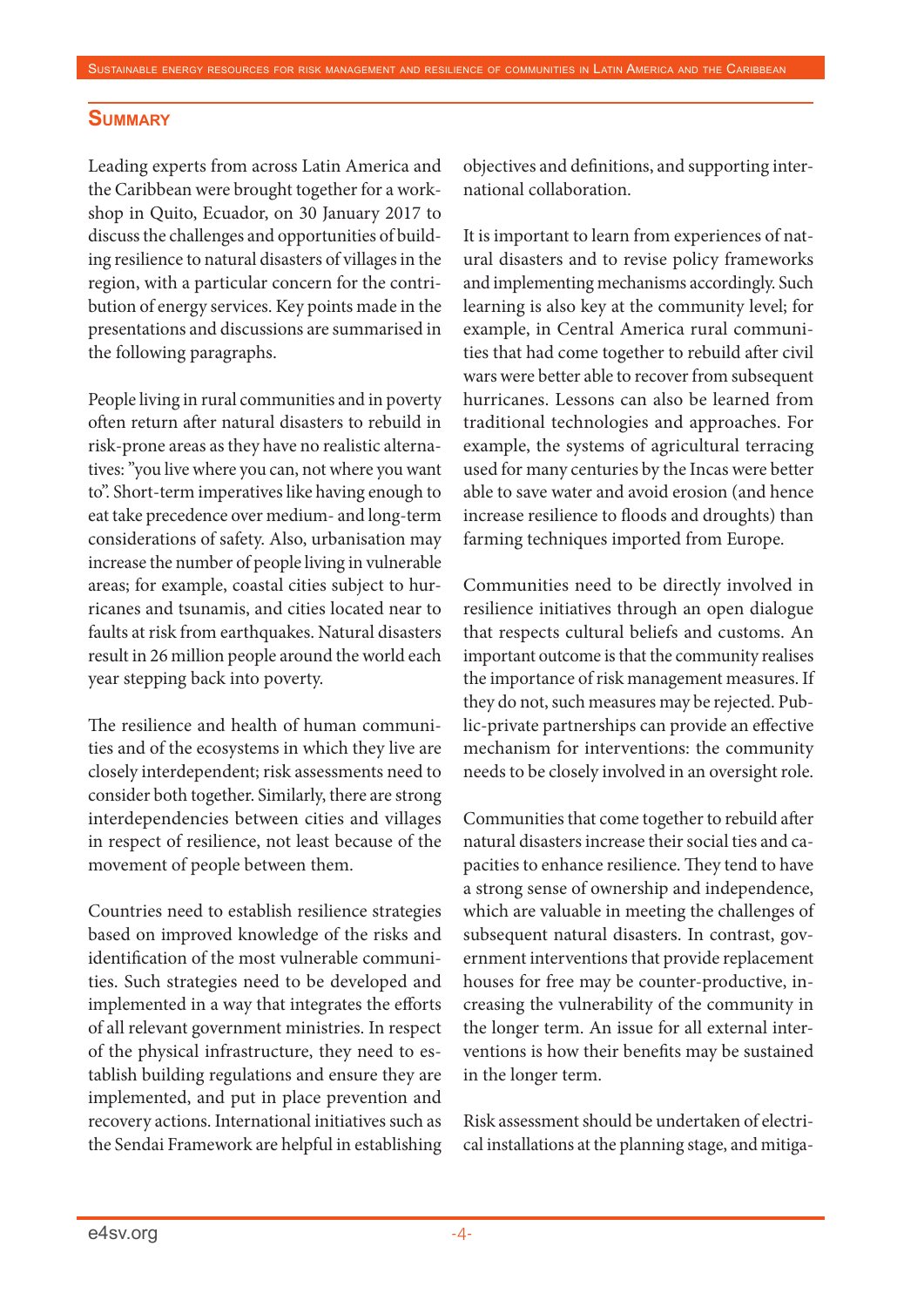## Summary

Leading experts from across Latin America and the Caribbean were brought together for a workshop in Quito, Ecuador, on 30 January 2017 to discuss the challenges and opportunities of building resilience to natural disasters of villages in the region, with a particular concern for the contribution of energy services. Key points made in the presentations and discussions are summarised in the following paragraphs.

People living in rural communities and in poverty often return after natural disasters to rebuild in risk-prone areas as they have no realistic alternatives: "you live where you can, not where you want to". Short-term imperatives like having enough to eat take precedence over medium- and long-term considerations of safety. Also, urbanisation may increase the number of people living in vulnerable areas; for example, coastal cities subject to hurricanes and tsunamis, and cities located near to faults at risk from earthquakes. Natural disasters result in 26 million people around the world each year stepping back into poverty.

The resilience and health of human communities and of the ecosystems in which they live are closely interdependent; risk assessments need to consider both together. Similarly, there are strong interdependencies between cities and villages in respect of resilience, not least because of the movement of people between them.

Countries need to establish resilience strategies based on improved knowledge of the risks and identification of the most vulnerable communities. Such strategies need to be developed and implemented in a way that integrates the efforts of all relevant government ministries. In respect of the physical infrastructure, they need to establish building regulations and ensure they are implemented, and put in place prevention and recovery actions. International initiatives such as the Sendai Framework are helpful in establishing objectives and definitions, and supporting international collaboration.

It is important to learn from experiences of natural disasters and to revise policy frameworks and implementing mechanisms accordingly. Such learning is also key at the community level; for example, in Central America rural communities that had come together to rebuild after civil wars were better able to recover from subsequent hurricanes. Lessons can also be learned from traditional technologies and approaches. For example, the systems of agricultural terracing used for many centuries by the Incas were better able to save water and avoid erosion (and hence increase resilience to floods and droughts) than farming techniques imported from Europe.

Communities need to be directly involved in resilience initiatives through an open dialogue that respects cultural beliefs and customs. An important outcome is that the community realises the importance of risk management measures. If they do not, such measures may be rejected. Public-private partnerships can provide an effective mechanism for interventions: the community needs to be closely involved in an oversight role.

Communities that come together to rebuild after natural disasters increase their social ties and capacities to enhance resilience. They tend to have a strong sense of ownership and independence, which are valuable in meeting the challenges of subsequent natural disasters. In contrast, government interventions that provide replacement houses for free may be counter-productive, increasing the vulnerability of the community in the longer term. An issue for all external interventions is how their benefits may be sustained in the longer term.

Risk assessment should be undertaken of electrical installations at the planning stage, and mitiga-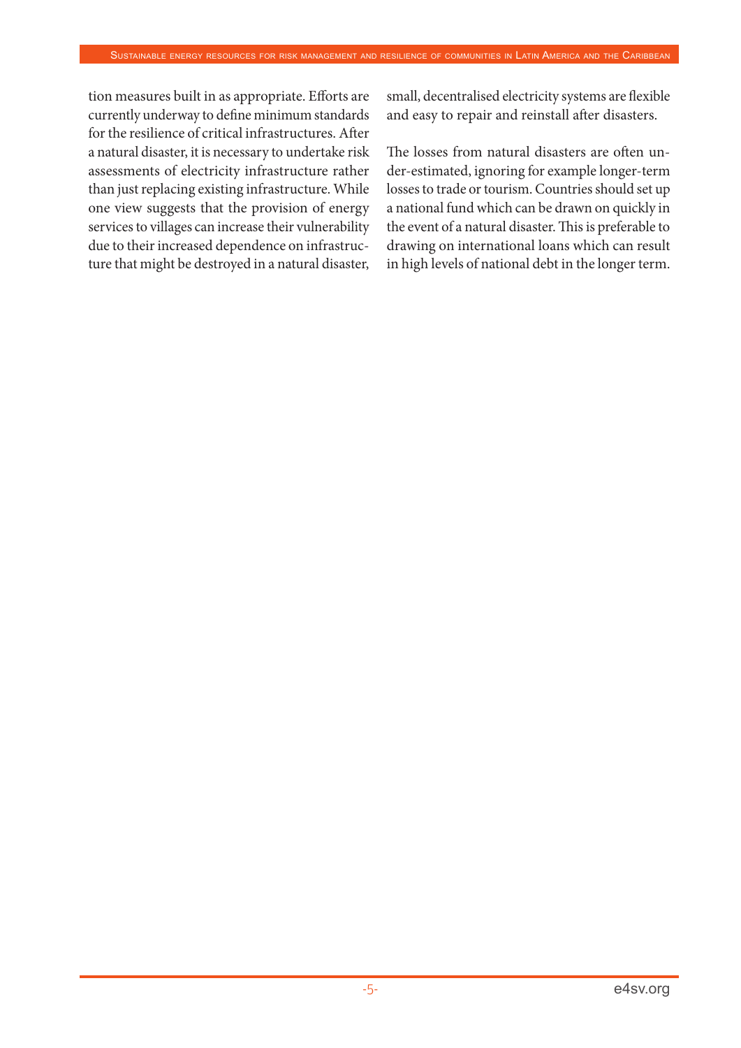tion measures built in as appropriate. Efforts are currently underway to define minimum standards for the resilience of critical infrastructures. After a natural disaster, it is necessary to undertake risk assessments of electricity infrastructure rather than just replacing existing infrastructure. While one view suggests that the provision of energy services to villages can increase their vulnerability due to their increased dependence on infrastructure that might be destroyed in a natural disaster, small, decentralised electricity systems are flexible and easy to repair and reinstall after disasters.

The losses from natural disasters are often under-estimated, ignoring for example longer-term losses to trade or tourism. Countries should set up a national fund which can be drawn on quickly in the event of a natural disaster. This is preferable to drawing on international loans which can result in high levels of national debt in the longer term.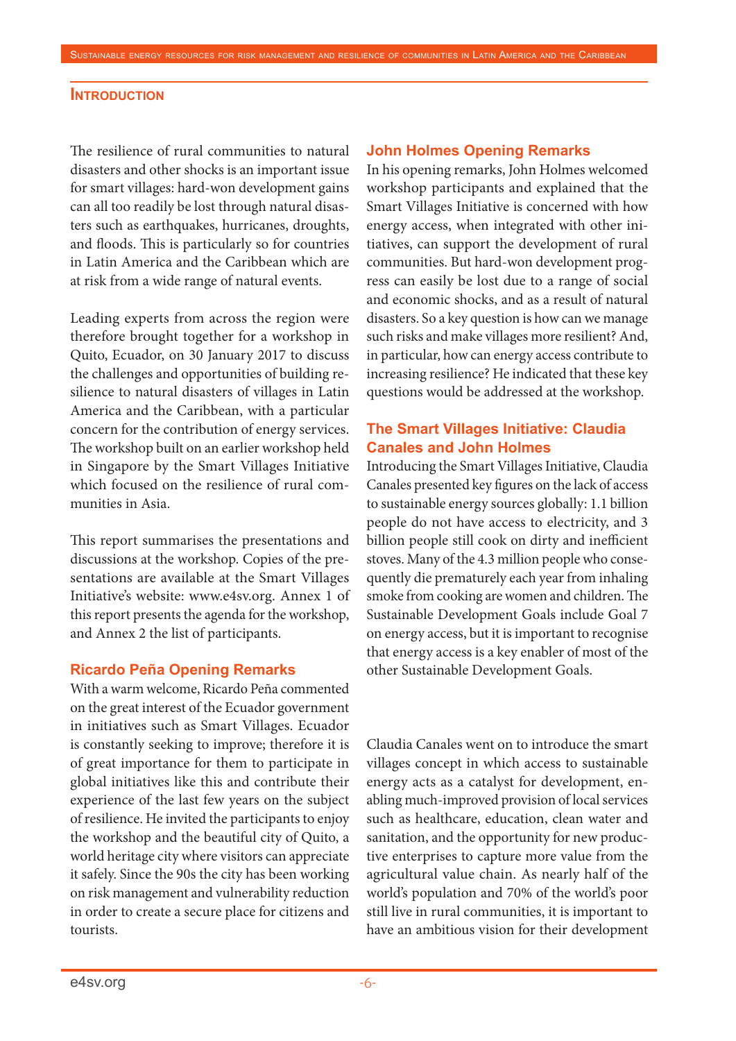## Introduction

The resilience of rural communities to natural disasters and other shocks is an important issue for smart villages: hard-won development gains can all too readily be lost through natural disasters such as earthquakes, hurricanes, droughts, and floods. This is particularly so for countries in Latin America and the Caribbean which are at risk from a wide range of natural events.

Leading experts from across the region were therefore brought together for a workshop in Quito, Ecuador, on 30 January 2017 to discuss the challenges and opportunities of building resilience to natural disasters of villages in Latin America and the Caribbean, with a particular concern for the contribution of energy services. The workshop built on an earlier workshop held in Singapore by the Smart Villages Initiative which focused on the resilience of rural communities in Asia.

This report summarises the presentations and discussions at the workshop. Copies of the presentations are available at the Smart Villages Initiative's website: www.e4sv.org. Annex 1 of this report presents the agenda for the workshop, and Annex 2 the list of participants.

### Ricardo Peña Opening Remarks

With a warm welcome, Ricardo Peña commented on the great interest of the Ecuador government in initiatives such as Smart Villages. Ecuador is constantly seeking to improve; therefore it is of great importance for them to participate in global initiatives like this and contribute their experience of the last few years on the subject of resilience. He invited the participants to enjoy the workshop and the beautiful city of Quito, a world heritage city where visitors can appreciate it safely. Since the 90s the city has been working on risk management and vulnerability reduction in order to create a secure place for citizens and tourists.

### John Holmes Opening Remarks

In his opening remarks, John Holmes welcomed workshop participants and explained that the Smart Villages Initiative is concerned with how energy access, when integrated with other initiatives, can support the development of rural communities. But hard-won development progress can easily be lost due to a range of social and economic shocks, and as a result of natural disasters. So a key question is how can we manage such risks and make villages more resilient? And, in particular, how can energy access contribute to increasing resilience? He indicated that these key questions would be addressed at the workshop.

### The Smart Villages Initiative: Claudia Canales and John Holmes

Introducing the Smart Villages Initiative, Claudia Canales presented key figures on the lack of access to sustainable energy sources globally: 1.1 billion people do not have access to electricity, and 3 billion people still cook on dirty and inefficient stoves. Many of the 4.3 million people who consequently die prematurely each year from inhaling smoke from cooking are women and children. The Sustainable Development Goals include Goal 7 on energy access, but it is important to recognise that energy access is a key enabler of most of the other Sustainable Development Goals.

Claudia Canales went on to introduce the smart villages concept in which access to sustainable energy acts as a catalyst for development, enabling much-improved provision of local services such as healthcare, education, clean water and sanitation, and the opportunity for new productive enterprises to capture more value from the agricultural value chain. As nearly half of the world's population and 70% of the world's poor still live in rural communities, it is important to have an ambitious vision for their development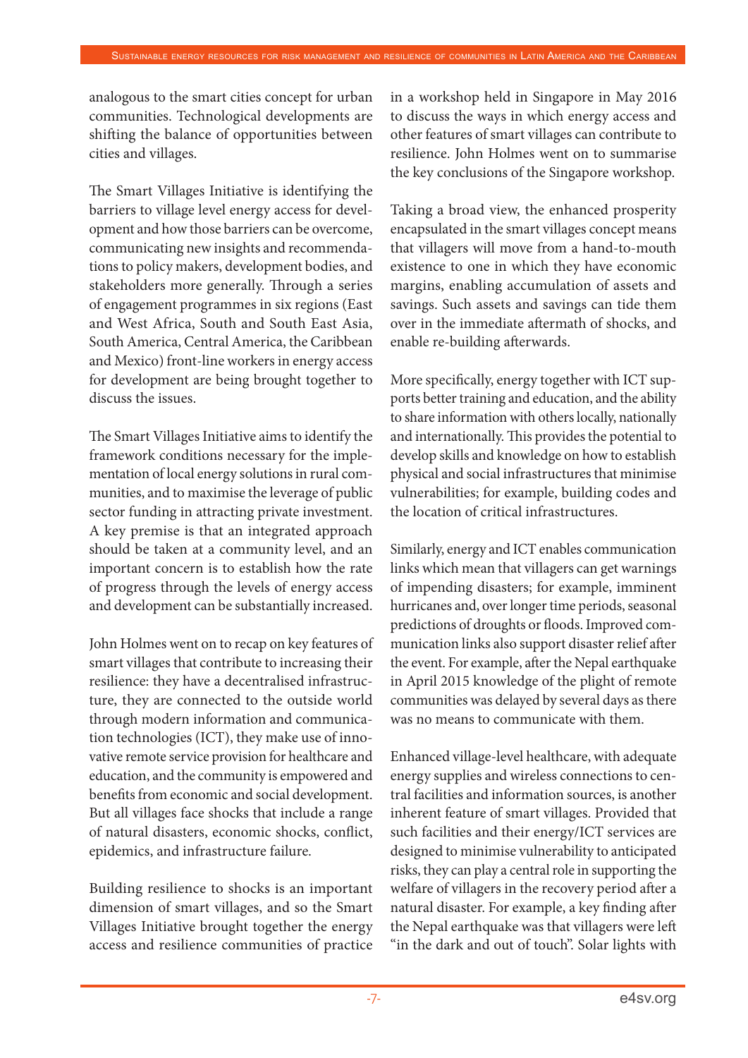analogous to the smart cities concept for urban communities. Technological developments are shifting the balance of opportunities between cities and villages.

The Smart Villages Initiative is identifying the barriers to village level energy access for development and how those barriers can be overcome, communicating new insights and recommendations to policy makers, development bodies, and stakeholders more generally. Through a series of engagement programmes in six regions (East and West Africa, South and South East Asia, South America, Central America, the Caribbean and Mexico) front-line workers in energy access for development are being brought together to discuss the issues.

The Smart Villages Initiative aims to identify the framework conditions necessary for the implementation of local energy solutions in rural communities, and to maximise the leverage of public sector funding in attracting private investment. A key premise is that an integrated approach should be taken at a community level, and an important concern is to establish how the rate of progress through the levels of energy access and development can be substantially increased.

John Holmes went on to recap on key features of smart villages that contribute to increasing their resilience: they have a decentralised infrastructure, they are connected to the outside world through modern information and communication technologies (ICT), they make use of innovative remote service provision for healthcare and education, and the community is empowered and benefits from economic and social development. But all villages face shocks that include a range of natural disasters, economic shocks, conflict, epidemics, and infrastructure failure.

Building resilience to shocks is an important dimension of smart villages, and so the Smart Villages Initiative brought together the energy access and resilience communities of practice in a workshop held in Singapore in May 2016 to discuss the ways in which energy access and other features of smart villages can contribute to resilience. John Holmes went on to summarise the key conclusions of the Singapore workshop.

Taking a broad view, the enhanced prosperity encapsulated in the smart villages concept means that villagers will move from a hand-to-mouth existence to one in which they have economic margins, enabling accumulation of assets and savings. Such assets and savings can tide them over in the immediate aftermath of shocks, and enable re-building afterwards.

More specifically, energy together with ICT supports better training and education, and the ability to share information with others locally, nationally and internationally. This provides the potential to develop skills and knowledge on how to establish physical and social infrastructures that minimise vulnerabilities; for example, building codes and the location of critical infrastructures.

Similarly, energy and ICT enables communication links which mean that villagers can get warnings of impending disasters; for example, imminent hurricanes and, over longer time periods, seasonal predictions of droughts or floods. Improved communication links also support disaster relief after the event. For example, after the Nepal earthquake in April 2015 knowledge of the plight of remote communities was delayed by several days as there was no means to communicate with them.

Enhanced village-level healthcare, with adequate energy supplies and wireless connections to central facilities and information sources, is another inherent feature of smart villages. Provided that such facilities and their energy/ICT services are designed to minimise vulnerability to anticipated risks, they can play a central role in supporting the welfare of villagers in the recovery period after a natural disaster. For example, a key finding after the Nepal earthquake was that villagers were left "in the dark and out of touch". Solar lights with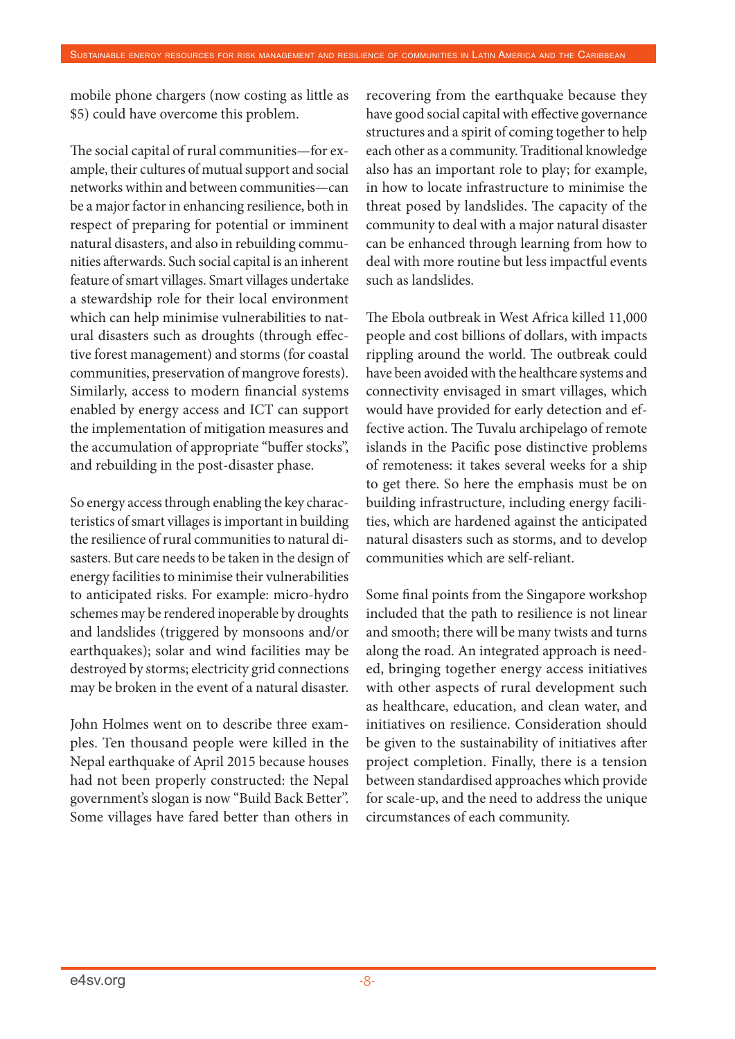mobile phone chargers (now costing as little as $5) could have overcome this problem.

The social capital of rural communities—for example, their cultures of mutual support and social networks within and between communities—can be a major factor in enhancing resilience, both in respect of preparing for potential or imminent natural disasters, and also in rebuilding communities afterwards. Such social capital is an inherent feature of smart villages. Smart villages undertake a stewardship role for their local environment which can help minimise vulnerabilities to natural disasters such as droughts (through effective forest management) and storms (for coastal communities, preservation of mangrove forests). Similarly, access to modern financial systems enabled by energy access and ICT can support the implementation of mitigation measures and the accumulation of appropriate "buffer stocks", and rebuilding in the post-disaster phase.

So energy access through enabling the key characteristics of smart villages is important in building the resilience of rural communities to natural disasters. But care needs to be taken in the design of energy facilities to minimise their vulnerabilities to anticipated risks. For example: micro-hydro schemes may be rendered inoperable by droughts and landslides (triggered by monsoons and/or earthquakes); solar and wind facilities may be destroyed by storms; electricity grid connections may be broken in the event of a natural disaster.

John Holmes went on to describe three examples. Ten thousand people were killed in the Nepal earthquake of April 2015 because houses had not been properly constructed: the Nepal government's slogan is now "Build Back Better". Some villages have fared better than others in recovering from the earthquake because they have good social capital with effective governance structures and a spirit of coming together to help each other as a community. Traditional knowledge also has an important role to play; for example, in how to locate infrastructure to minimise the threat posed by landslides. The capacity of the community to deal with a major natural disaster can be enhanced through learning from how to deal with more routine but less impactful events such as landslides.

The Ebola outbreak in West Africa killed 11,000 people and cost billions of dollars, with impacts rippling around the world. The outbreak could have been avoided with the healthcare systems and connectivity envisaged in smart villages, which would have provided for early detection and effective action. The Tuvalu archipelago of remote islands in the Pacific pose distinctive problems of remoteness: it takes several weeks for a ship to get there. So here the emphasis must be on building infrastructure, including energy facilities, which are hardened against the anticipated natural disasters such as storms, and to develop communities which are self-reliant.

Some final points from the Singapore workshop included that the path to resilience is not linear and smooth; there will be many twists and turns along the road. An integrated approach is needed, bringing together energy access initiatives with other aspects of rural development such as healthcare, education, and clean water, and initiatives on resilience. Consideration should be given to the sustainability of initiatives after project completion. Finally, there is a tension between standardised approaches which provide for scale-up, and the need to address the unique circumstances of each community.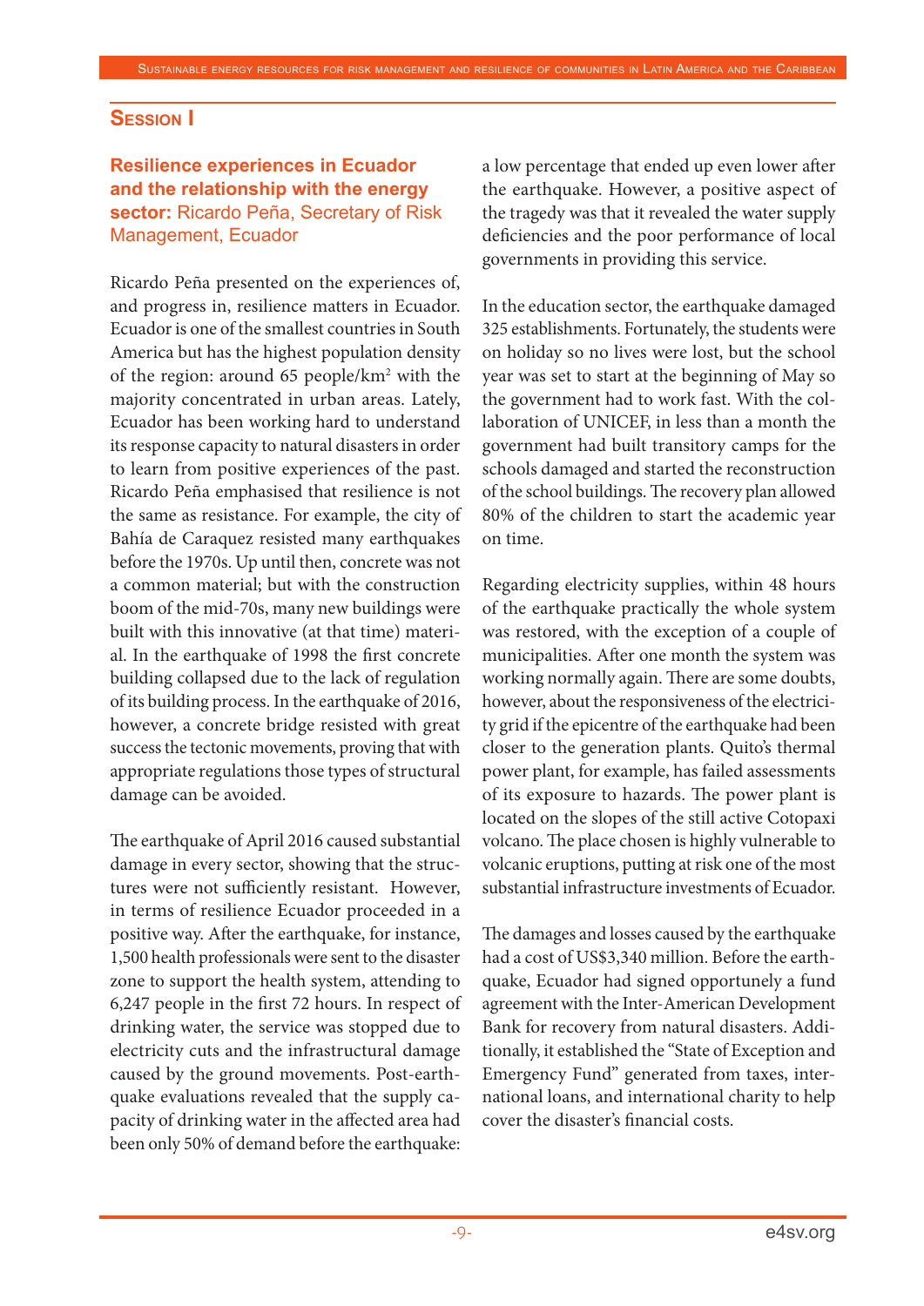## Session I

### Resilience experiences in Ecuador and the relationship with the energy sector: Ricardo Peña, Secretary of Risk Management, Ecuador

Ricardo Peña presented on the experiences of, and progress in, resilience matters in Ecuador. Ecuador is one of the smallest countries in South America but has the highest population density of the region: around 65 people/km$^2$ with the majority concentrated in urban areas. Lately, Ecuador has been working hard to understand its response capacity to natural disasters in order to learn from positive experiences of the past. Ricardo Peña emphasised that resilience is not the same as resistance. For example, the city of Bahía de Caraquez resisted many earthquakes before the 1970s. Up until then, concrete was not a common material; but with the construction boom of the mid-70s, many new buildings were built with this innovative (at that time) material. In the earthquake of 1998 the first concrete building collapsed due to the lack of regulation of its building process. In the earthquake of 2016, however, a concrete bridge resisted with great success the tectonic movements, proving that with appropriate regulations those types of structural damage can be avoided.

The earthquake of April 2016 caused substantial damage in every sector, showing that the structures were not sufficiently resistant. However, in terms of resilience Ecuador proceeded in a positive way. After the earthquake, for instance, 1,500 health professionals were sent to the disaster zone to support the health system, attending to 6,247 people in the first 72 hours. In respect of drinking water, the service was stopped due to electricity cuts and the infrastructural damage caused by the ground movements. Post-earthquake evaluations revealed that the supply capacity of drinking water in the affected area had been only 50% of demand before the earthquake: a low percentage that ended up even lower after the earthquake. However, a positive aspect of the tragedy was that it revealed the water supply deficiencies and the poor performance of local governments in providing this service.

In the education sector, the earthquake damaged 325 establishments. Fortunately, the students were on holiday so no lives were lost, but the school year was set to start at the beginning of May so the government had to work fast. With the collaboration of UNICEF, in less than a month the government had built transitory camps for the schools damaged and started the reconstruction of the school buildings. The recovery plan allowed 80% of the children to start the academic year on time.

Regarding electricity supplies, within 48 hours of the earthquake practically the whole system was restored, with the exception of a couple of municipalities. After one month the system was working normally again. There are some doubts, however, about the responsiveness of the electricity grid if the epicentre of the earthquake had been closer to the generation plants. Quito's thermal power plant, for example, has failed assessments of its exposure to hazards. The power plant is located on the slopes of the still active Cotopaxi volcano. The place chosen is highly vulnerable to volcanic eruptions, putting at risk one of the most substantial infrastructure investments of Ecuador.

The damages and losses caused by the earthquake had a cost of US$3,340 million. Before the earthquake, Ecuador had signed opportunely a fund agreement with the Inter-American Development Bank for recovery from natural disasters. Additionally, it established the "State of Exception and Emergency Fund" generated from taxes, international loans, and international charity to help cover the disaster's financial costs.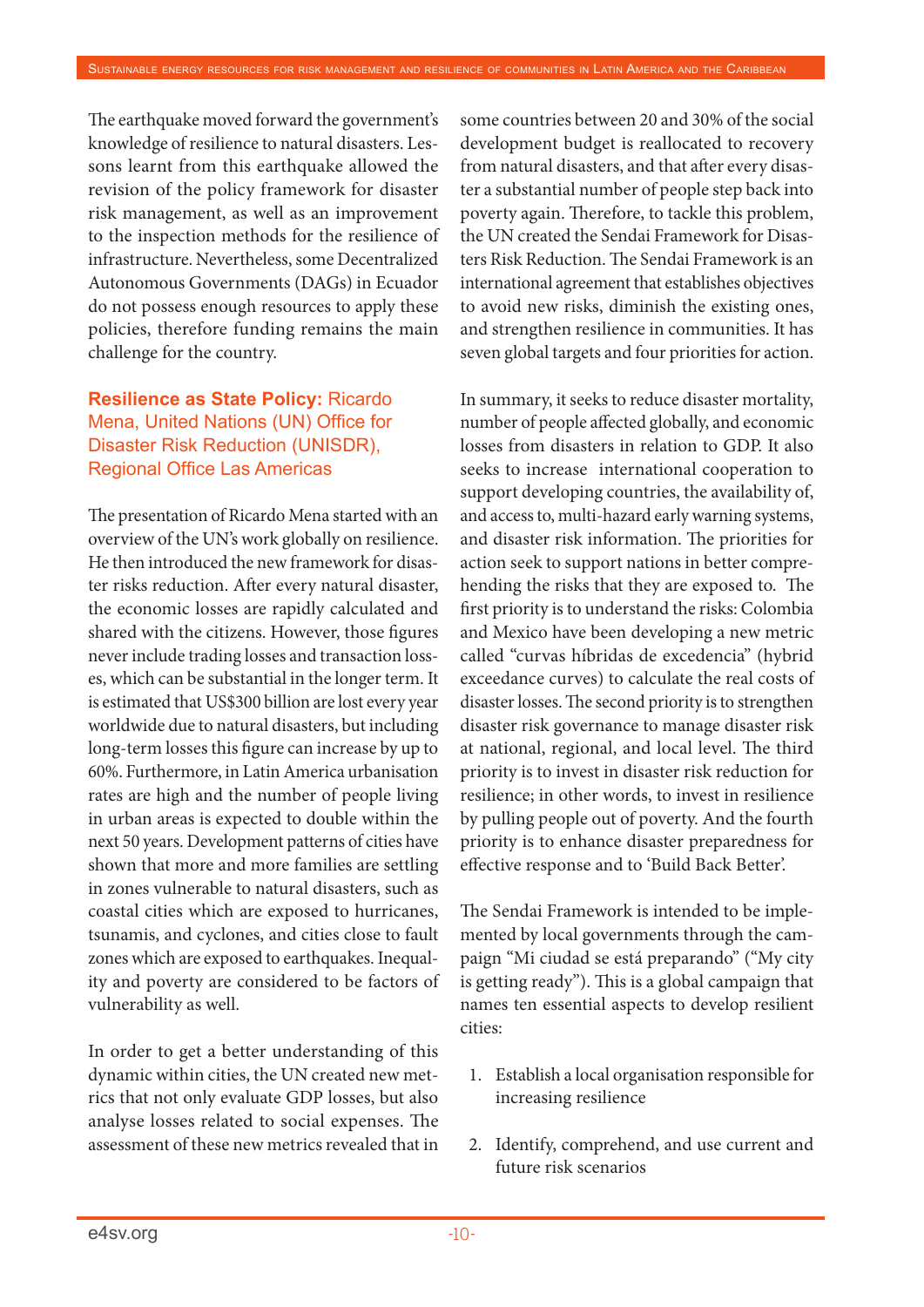The earthquake moved forward the government's knowledge of resilience to natural disasters. Lessons learnt from this earthquake allowed the revision of the policy framework for disaster risk management, as well as an improvement to the inspection methods for the resilience of infrastructure. Nevertheless, some Decentralized Autonomous Governments (DAGs) in Ecuador do not possess enough resources to apply these policies, therefore funding remains the main challenge for the country.

### **Resilience as State Policy:** Ricardo Mena, United Nations (UN) Office for Disaster Risk Reduction (UNISDR), Regional Office Las Americas

The presentation of Ricardo Mena started with an overview of the UN's work globally on resilience. He then introduced the new framework for disaster risks reduction. After every natural disaster, the economic losses are rapidly calculated and shared with the citizens. However, those figures never include trading losses and transaction losses, which can be substantial in the longer term. It is estimated that US$300 billion are lost every year worldwide due to natural disasters, but including long-term losses this figure can increase by up to 60%. Furthermore, in Latin America urbanisation rates are high and the number of people living in urban areas is expected to double within the next 50 years. Development patterns of cities have shown that more and more families are settling in zones vulnerable to natural disasters, such as coastal cities which are exposed to hurricanes, tsunamis, and cyclones, and cities close to fault zones which are exposed to earthquakes. Inequality and poverty are considered to be factors of vulnerability as well.

In order to get a better understanding of this dynamic within cities, the UN created new metrics that not only evaluate GDP losses, but also analyse losses related to social expenses. The assessment of these new metrics revealed that in some countries between 20 and 30% of the social development budget is reallocated to recovery from natural disasters, and that after every disaster a substantial number of people step back into poverty again. Therefore, to tackle this problem, the UN created the Sendai Framework for Disasters Risk Reduction. The Sendai Framework is an international agreement that establishes objectives to avoid new risks, diminish the existing ones, and strengthen resilience in communities. It has seven global targets and four priorities for action.

In summary, it seeks to reduce disaster mortality, number of people affected globally, and economic losses from disasters in relation to GDP. It also seeks to increase international cooperation to support developing countries, the availability of, and access to, multi-hazard early warning systems, and disaster risk information. The priorities for action seek to support nations in better comprehending the risks that they are exposed to. The first priority is to understand the risks: Colombia and Mexico have been developing a new metric called "curvas híbridas de excedencia" (hybrid exceedance curves) to calculate the real costs of disaster losses. The second priority is to strengthen disaster risk governance to manage disaster risk at national, regional, and local level. The third priority is to invest in disaster risk reduction for resilience; in other words, to invest in resilience by pulling people out of poverty. And the fourth priority is to enhance disaster preparedness for effective response and to 'Build Back Better'.

The Sendai Framework is intended to be implemented by local governments through the campaign "Mi ciudad se está preparando" ("My city is getting ready"). This is a global campaign that names ten essential aspects to develop resilient cities:

1. Establish a local organisation responsible for increasing resilience
2. Identify, comprehend, and use current and future risk scenarios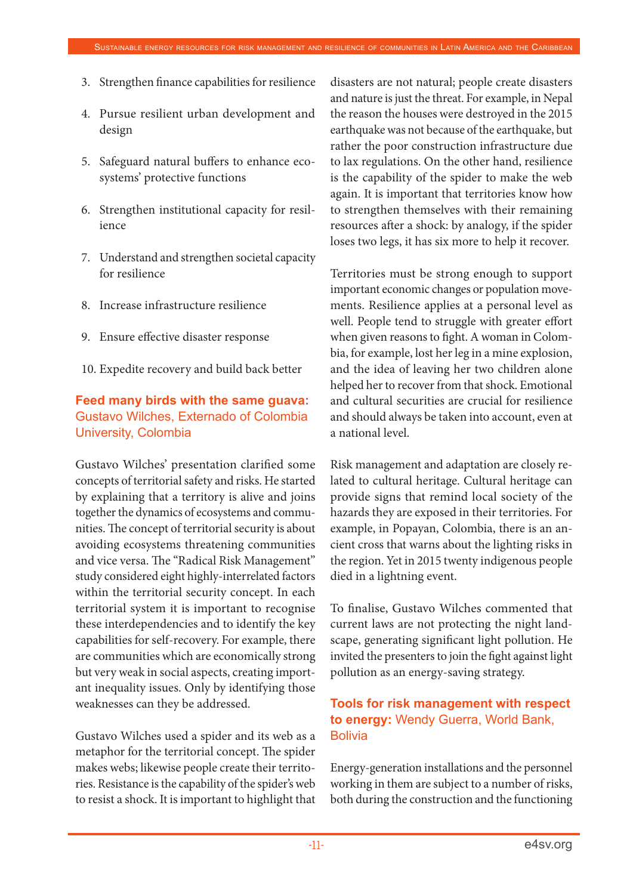3. Strengthen finance capabilities for resilience
4. Pursue resilient urban development and design
5. Safeguard natural buffers to enhance ecosystems' protective functions
6. Strengthen institutional capacity for resilience
7. Understand and strengthen societal capacity for resilience
8. Increase infrastructure resilience
9. Ensure effective disaster response
10. Expedite recovery and build back better

### **Feed many birds with the same guava:** Gustavo Wilches, Externado of Colombia University, Colombia

Gustavo Wilches' presentation clarified some concepts of territorial safety and risks. He started by explaining that a territory is alive and joins together the dynamics of ecosystems and communities. The concept of territorial security is about avoiding ecosystems threatening communities and vice versa. The "Radical Risk Management" study considered eight highly-interrelated factors within the territorial security concept. In each territorial system it is important to recognise these interdependencies and to identify the key capabilities for self-recovery. For example, there are communities which are economically strong but very weak in social aspects, creating important inequality issues. Only by identifying those weaknesses can they be addressed.

Gustavo Wilches used a spider and its web as a metaphor for the territorial concept. The spider makes webs; likewise people create their territories. Resistance is the capability of the spider's web to resist a shock. It is important to highlight that disasters are not natural; people create disasters and nature is just the threat. For example, in Nepal the reason the houses were destroyed in the 2015 earthquake was not because of the earthquake, but rather the poor construction infrastructure due to lax regulations. On the other hand, resilience is the capability of the spider to make the web again. It is important that territories know how to strengthen themselves with their remaining resources after a shock: by analogy, if the spider loses two legs, it has six more to help it recover.

Territories must be strong enough to support important economic changes or population movements. Resilience applies at a personal level as well. People tend to struggle with greater effort when given reasons to fight. A woman in Colombia, for example, lost her leg in a mine explosion, and the idea of leaving her two children alone helped her to recover from that shock. Emotional and cultural securities are crucial for resilience and should always be taken into account, even at a national level.

Risk management and adaptation are closely related to cultural heritage. Cultural heritage can provide signs that remind local society of the hazards they are exposed in their territories. For example, in Popayan, Colombia, there is an ancient cross that warns about the lighting risks in the region. Yet in 2015 twenty indigenous people died in a lightning event.

To finalise, Gustavo Wilches commented that current laws are not protecting the night landscape, generating significant light pollution. He invited the presenters to join the fight against light pollution as an energy-saving strategy.

### **Tools for risk management with respect to energy:** Wendy Guerra, World Bank, Bolivia

Energy-generation installations and the personnel working in them are subject to a number of risks, both during the construction and the functioning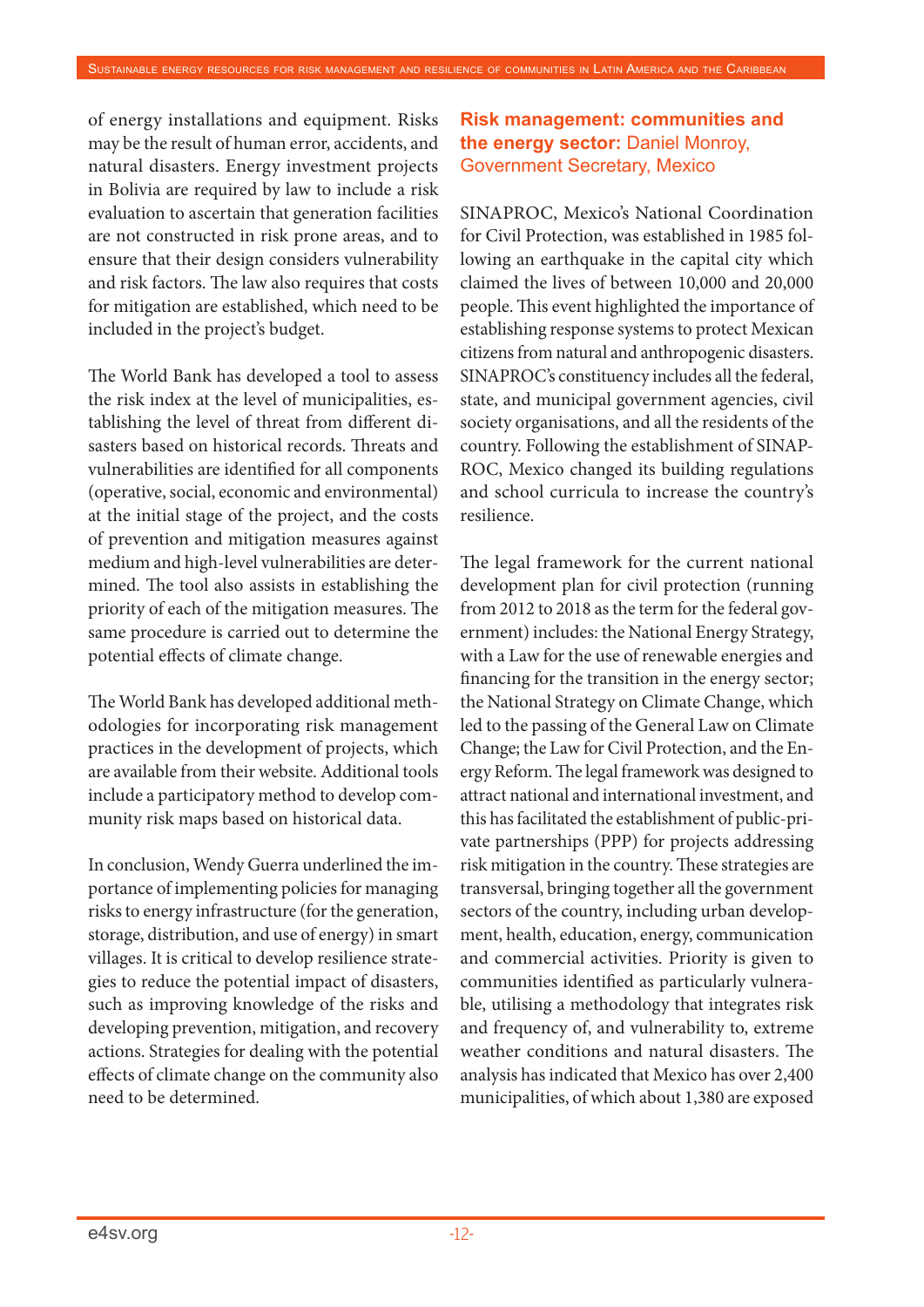of energy installations and equipment. Risks may be the result of human error, accidents, and natural disasters. Energy investment projects in Bolivia are required by law to include a risk evaluation to ascertain that generation facilities are not constructed in risk prone areas, and to ensure that their design considers vulnerability and risk factors. The law also requires that costs for mitigation are established, which need to be included in the project's budget.

The World Bank has developed a tool to assess the risk index at the level of municipalities, establishing the level of threat from different disasters based on historical records. Threats and vulnerabilities are identified for all components (operative, social, economic and environmental) at the initial stage of the project, and the costs of prevention and mitigation measures against medium and high-level vulnerabilities are determined. The tool also assists in establishing the priority of each of the mitigation measures. The same procedure is carried out to determine the potential effects of climate change.

The World Bank has developed additional methodologies for incorporating risk management practices in the development of projects, which are available from their website. Additional tools include a participatory method to develop community risk maps based on historical data.

In conclusion, Wendy Guerra underlined the importance of implementing policies for managing risks to energy infrastructure (for the generation, storage, distribution, and use of energy) in smart villages. It is critical to develop resilience strategies to reduce the potential impact of disasters, such as improving knowledge of the risks and developing prevention, mitigation, and recovery actions. Strategies for dealing with the potential effects of climate change on the community also need to be determined.

## **Risk management: communities and the energy sector:** Daniel Monroy, Government Secretary, Mexico

SINAPROC, Mexico's National Coordination for Civil Protection, was established in 1985 following an earthquake in the capital city which claimed the lives of between 10,000 and 20,000 people. This event highlighted the importance of establishing response systems to protect Mexican citizens from natural and anthropogenic disasters. SINAPROC's constituency includes all the federal, state, and municipal government agencies, civil society organisations, and all the residents of the country. Following the establishment of SINAPROC, Mexico changed its building regulations and school curricula to increase the country's resilience.

The legal framework for the current national development plan for civil protection (running from 2012 to 2018 as the term for the federal government) includes: the National Energy Strategy, with a Law for the use of renewable energies and financing for the transition in the energy sector; the National Strategy on Climate Change, which led to the passing of the General Law on Climate Change; the Law for Civil Protection, and the Energy Reform. The legal framework was designed to attract national and international investment, and this has facilitated the establishment of public-private partnerships (PPP) for projects addressing risk mitigation in the country. These strategies are transversal, bringing together all the government sectors of the country, including urban development, health, education, energy, communication and commercial activities. Priority is given to communities identified as particularly vulnerable, utilising a methodology that integrates risk and frequency of, and vulnerability to, extreme weather conditions and natural disasters. The analysis has indicated that Mexico has over 2,400 municipalities, of which about 1,380 are exposed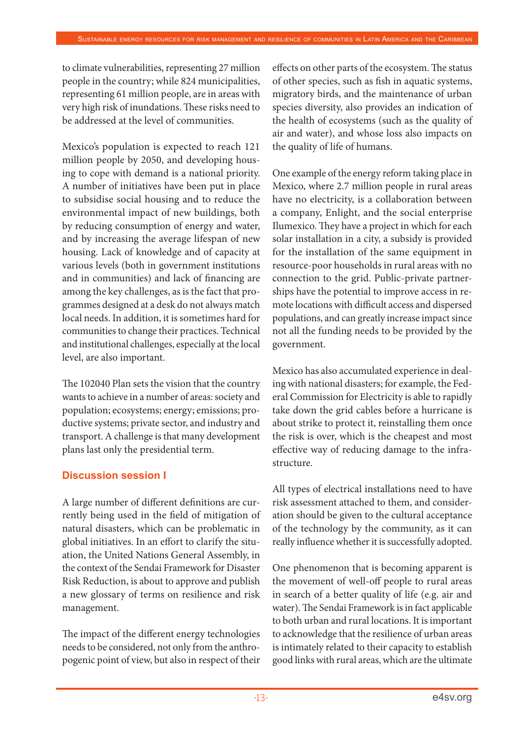to climate vulnerabilities, representing 27 million people in the country; while 824 municipalities, representing 61 million people, are in areas with very high risk of inundations. These risks need to be addressed at the level of communities.

Mexico's population is expected to reach 121 million people by 2050, and developing housing to cope with demand is a national priority. A number of initiatives have been put in place to subsidise social housing and to reduce the environmental impact of new buildings, both by reducing consumption of energy and water, and by increasing the average lifespan of new housing. Lack of knowledge and of capacity at various levels (both in government institutions and in communities) and lack of financing are among the key challenges, as is the fact that programmes designed at a desk do not always match local needs. In addition, it is sometimes hard for communities to change their practices. Technical and institutional challenges, especially at the local level, are also important.

The 102040 Plan sets the vision that the country wants to achieve in a number of areas: society and population; ecosystems; energy; emissions; productive systems; private sector, and industry and transport. A challenge is that many development plans last only the presidential term.

## Discussion session I

A large number of different definitions are currently being used in the field of mitigation of natural disasters, which can be problematic in global initiatives. In an effort to clarify the situation, the United Nations General Assembly, in the context of the Sendai Framework for Disaster Risk Reduction, is about to approve and publish a new glossary of terms on resilience and risk management.

The impact of the different energy technologies needs to be considered, not only from the anthropogenic point of view, but also in respect of their effects on other parts of the ecosystem. The status of other species, such as fish in aquatic systems, migratory birds, and the maintenance of urban species diversity, also provides an indication of the health of ecosystems (such as the quality of air and water), and whose loss also impacts on the quality of life of humans.

One example of the energy reform taking place in Mexico, where 2.7 million people in rural areas have no electricity, is a collaboration between a company, Enlight, and the social enterprise Ilumexico. They have a project in which for each solar installation in a city, a subsidy is provided for the installation of the same equipment in resource-poor households in rural areas with no connection to the grid. Public-private partnerships have the potential to improve access in remote locations with difficult access and dispersed populations, and can greatly increase impact since not all the funding needs to be provided by the government.

Mexico has also accumulated experience in dealing with national disasters; for example, the Federal Commission for Electricity is able to rapidly take down the grid cables before a hurricane is about strike to protect it, reinstalling them once the risk is over, which is the cheapest and most effective way of reducing damage to the infrastructure.

All types of electrical installations need to have risk assessment attached to them, and consideration should be given to the cultural acceptance of the technology by the community, as it can really influence whether it is successfully adopted.

One phenomenon that is becoming apparent is the movement of well-off people to rural areas in search of a better quality of life (e.g. air and water). The Sendai Framework is in fact applicable to both urban and rural locations. It is important to acknowledge that the resilience of urban areas is intimately related to their capacity to establish good links with rural areas, which are the ultimate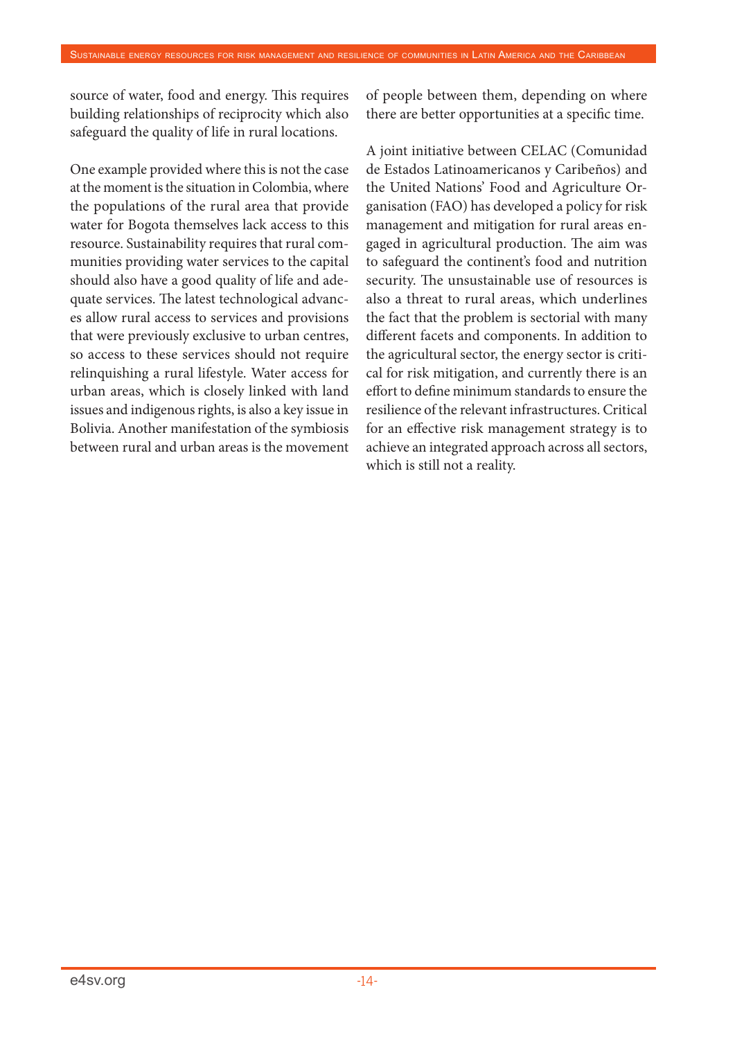source of water, food and energy. This requires building relationships of reciprocity which also safeguard the quality of life in rural locations.

One example provided where this is not the case at the moment is the situation in Colombia, where the populations of the rural area that provide water for Bogota themselves lack access to this resource. Sustainability requires that rural communities providing water services to the capital should also have a good quality of life and adequate services. The latest technological advances allow rural access to services and provisions that were previously exclusive to urban centres, so access to these services should not require relinquishing a rural lifestyle. Water access for urban areas, which is closely linked with land issues and indigenous rights, is also a key issue in Bolivia. Another manifestation of the symbiosis between rural and urban areas is the movement of people between them, depending on where there are better opportunities at a specific time.

A joint initiative between CELAC (Comunidad de Estados Latinoamericanos y Caribeños) and the United Nations' Food and Agriculture Organisation (FAO) has developed a policy for risk management and mitigation for rural areas engaged in agricultural production. The aim was to safeguard the continent's food and nutrition security. The unsustainable use of resources is also a threat to rural areas, which underlines the fact that the problem is sectorial with many different facets and components. In addition to the agricultural sector, the energy sector is critical for risk mitigation, and currently there is an effort to define minimum standards to ensure the resilience of the relevant infrastructures. Critical for an effective risk management strategy is to achieve an integrated approach across all sectors, which is still not a reality.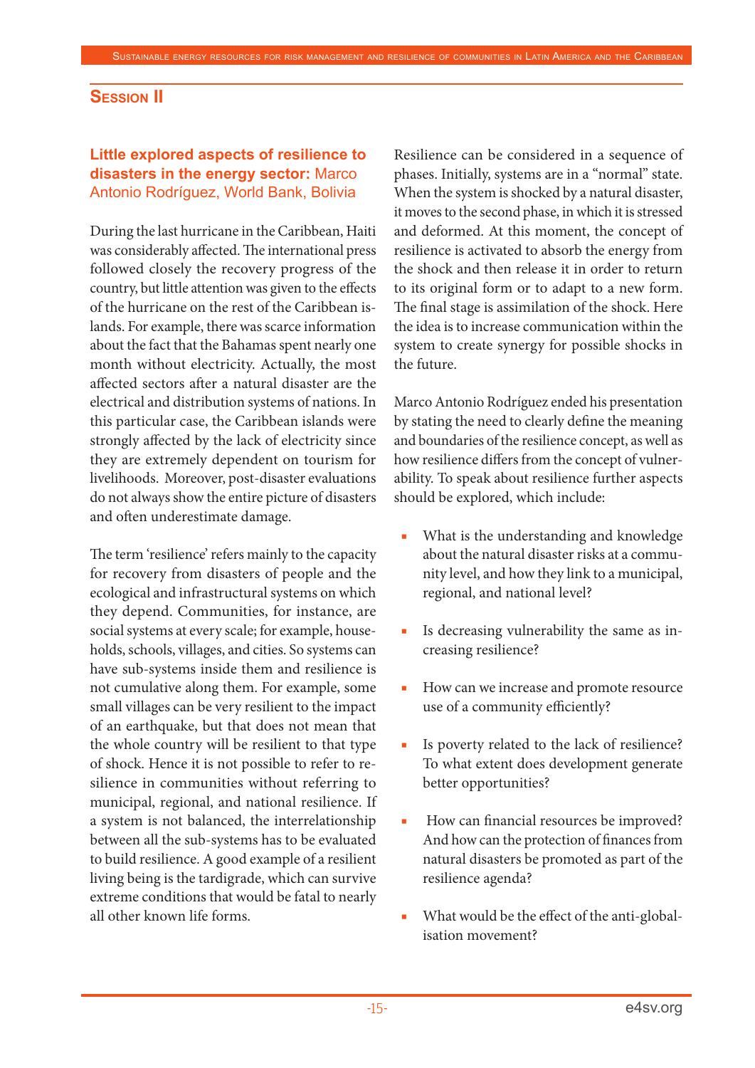## Session II

### Little explored aspects of resilience to disasters in the energy sector: Marco Antonio Rodríguez, World Bank, Bolivia

During the last hurricane in the Caribbean, Haiti was considerably affected. The international press followed closely the recovery progress of the country, but little attention was given to the effects of the hurricane on the rest of the Caribbean islands. For example, there was scarce information about the fact that the Bahamas spent nearly one month without electricity. Actually, the most affected sectors after a natural disaster are the electrical and distribution systems of nations. In this particular case, the Caribbean islands were strongly affected by the lack of electricity since they are extremely dependent on tourism for livelihoods. Moreover, post-disaster evaluations do not always show the entire picture of disasters and often underestimate damage.

The term 'resilience' refers mainly to the capacity for recovery from disasters of people and the ecological and infrastructural systems on which they depend. Communities, for instance, are social systems at every scale; for example, households, schools, villages, and cities. So systems can have sub-systems inside them and resilience is not cumulative along them. For example, some small villages can be very resilient to the impact of an earthquake, but that does not mean that the whole country will be resilient to that type of shock. Hence it is not possible to refer to resilience in communities without referring to municipal, regional, and national resilience. If a system is not balanced, the interrelationship between all the sub-systems has to be evaluated to build resilience. A good example of a resilient living being is the tardigrade, which can survive extreme conditions that would be fatal to nearly all other known life forms.

Resilience can be considered in a sequence of phases. Initially, systems are in a "normal" state. When the system is shocked by a natural disaster, it moves to the second phase, in which it is stressed and deformed. At this moment, the concept of resilience is activated to absorb the energy from the shock and then release it in order to return to its original form or to adapt to a new form. The final stage is assimilation of the shock. Here the idea is to increase communication within the system to create synergy for possible shocks in the future.

Marco Antonio Rodríguez ended his presentation by stating the need to clearly define the meaning and boundaries of the resilience concept, as well as how resilience differs from the concept of vulnerability. To speak about resilience further aspects should be explored, which include:

- What is the understanding and knowledge about the natural disaster risks at a community level, and how they link to a municipal, regional, and national level?
- Is decreasing vulnerability the same as increasing resilience?
- How can we increase and promote resource use of a community efficiently?
- Is poverty related to the lack of resilience? To what extent does development generate better opportunities?
- How can financial resources be improved? And how can the protection of finances from natural disasters be promoted as part of the resilience agenda?
- What would be the effect of the anti-globalisation movement?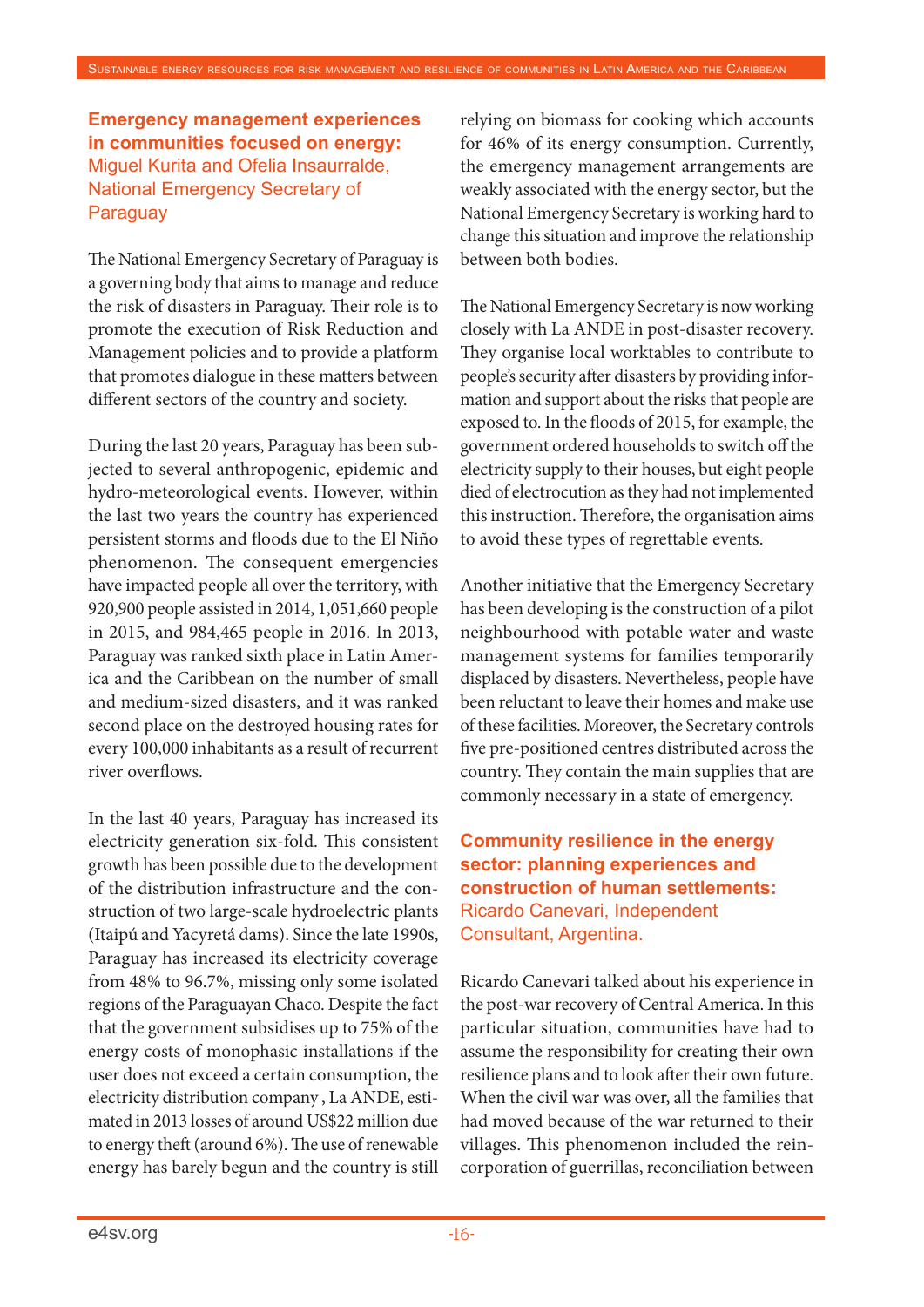## Emergency management experiences in communities focused on energy: Miguel Kurita and Ofelia Insaurralde, National Emergency Secretary of Paraguay

The National Emergency Secretary of Paraguay is a governing body that aims to manage and reduce the risk of disasters in Paraguay. Their role is to promote the execution of Risk Reduction and Management policies and to provide a platform that promotes dialogue in these matters between different sectors of the country and society.

During the last 20 years, Paraguay has been subjected to several anthropogenic, epidemic and hydro-meteorological events. However, within the last two years the country has experienced persistent storms and floods due to the El Niño phenomenon. The consequent emergencies have impacted people all over the territory, with 920,900 people assisted in 2014, 1,051,660 people in 2015, and 984,465 people in 2016. In 2013, Paraguay was ranked sixth place in Latin America and the Caribbean on the number of small and medium-sized disasters, and it was ranked second place on the destroyed housing rates for every 100,000 inhabitants as a result of recurrent river overflows.

In the last 40 years, Paraguay has increased its electricity generation six-fold. This consistent growth has been possible due to the development of the distribution infrastructure and the construction of two large-scale hydroelectric plants (Itaipú and Yacyretá dams). Since the late 1990s, Paraguay has increased its electricity coverage from 48% to 96.7%, missing only some isolated regions of the Paraguayan Chaco. Despite the fact that the government subsidises up to 75% of the energy costs of monophasic installations if the user does not exceed a certain consumption, the electricity distribution company , La ANDE, estimated in 2013 losses of around US$22 million due to energy theft (around 6%). The use of renewable energy has barely begun and the country is still relying on biomass for cooking which accounts for 46% of its energy consumption. Currently, the emergency management arrangements are weakly associated with the energy sector, but the National Emergency Secretary is working hard to change this situation and improve the relationship between both bodies.

The National Emergency Secretary is now working closely with La ANDE in post-disaster recovery. They organise local worktables to contribute to people's security after disasters by providing information and support about the risks that people are exposed to. In the floods of 2015, for example, the government ordered households to switch off the electricity supply to their houses, but eight people died of electrocution as they had not implemented this instruction. Therefore, the organisation aims to avoid these types of regrettable events.

Another initiative that the Emergency Secretary has been developing is the construction of a pilot neighbourhood with potable water and waste management systems for families temporarily displaced by disasters. Nevertheless, people have been reluctant to leave their homes and make use of these facilities. Moreover, the Secretary controls five pre-positioned centres distributed across the country. They contain the main supplies that are commonly necessary in a state of emergency.

## Community resilience in the energy sector: planning experiences and construction of human settlements: Ricardo Canevari, Independent Consultant, Argentina.

Ricardo Canevari talked about his experience in the post-war recovery of Central America. In this particular situation, communities have had to assume the responsibility for creating their own resilience plans and to look after their own future. When the civil war was over, all the families that had moved because of the war returned to their villages. This phenomenon included the reincorporation of guerrillas, reconciliation between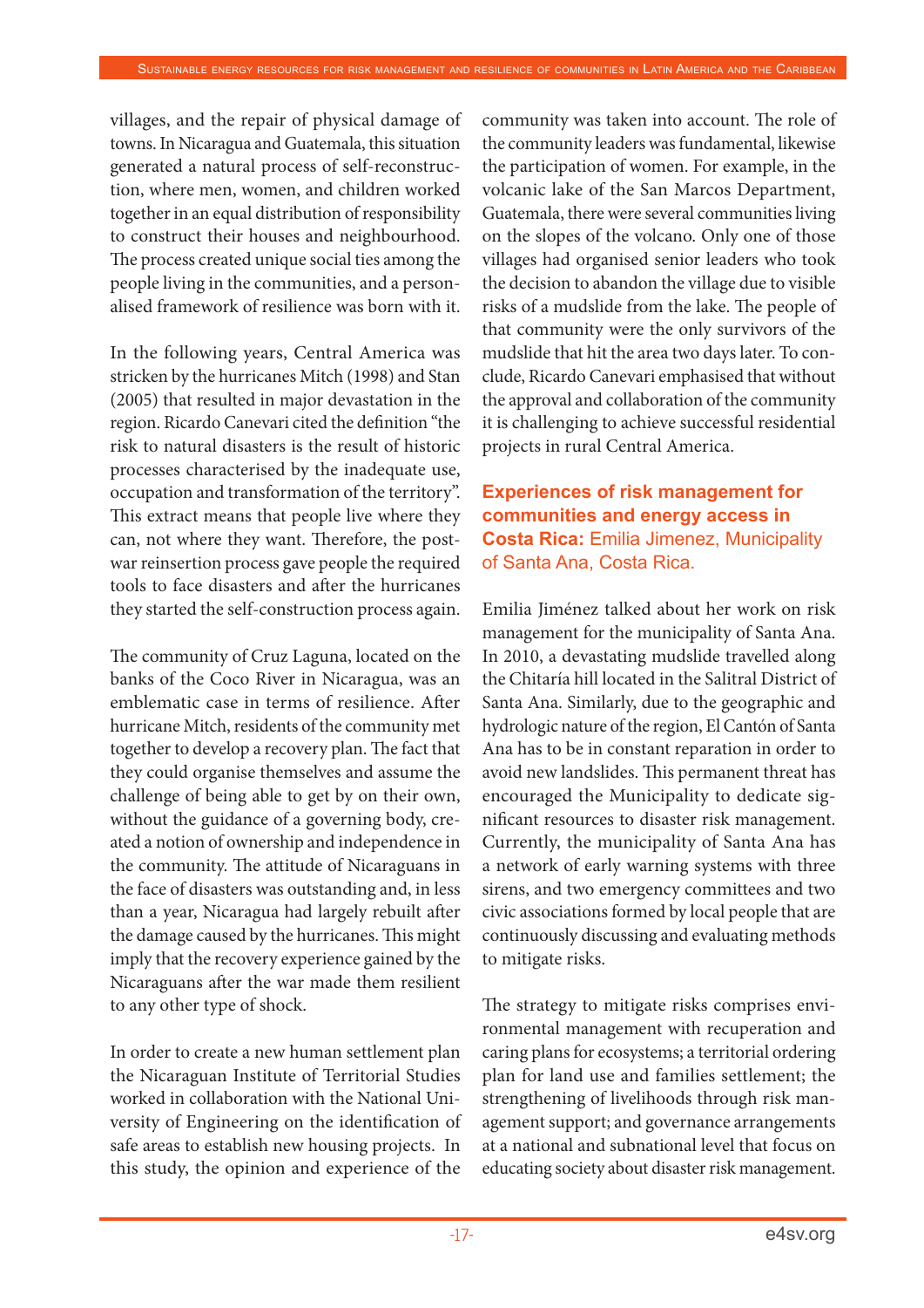villages, and the repair of physical damage of towns. In Nicaragua and Guatemala, this situation generated a natural process of self-reconstruction, where men, women, and children worked together in an equal distribution of responsibility to construct their houses and neighbourhood. The process created unique social ties among the people living in the communities, and a personalised framework of resilience was born with it.

In the following years, Central America was stricken by the hurricanes Mitch (1998) and Stan (2005) that resulted in major devastation in the region. Ricardo Canevari cited the definition "the risk to natural disasters is the result of historic processes characterised by the inadequate use, occupation and transformation of the territory". This extract means that people live where they can, not where they want. Therefore, the post-war reinsertion process gave people the required tools to face disasters and after the hurricanes they started the self-construction process again.

The community of Cruz Laguna, located on the banks of the Coco River in Nicaragua, was an emblematic case in terms of resilience. After hurricane Mitch, residents of the community met together to develop a recovery plan. The fact that they could organise themselves and assume the challenge of being able to get by on their own, without the guidance of a governing body, created a notion of ownership and independence in the community. The attitude of Nicaraguans in the face of disasters was outstanding and, in less than a year, Nicaragua had largely rebuilt after the damage caused by the hurricanes. This might imply that the recovery experience gained by the Nicaraguans after the war made them resilient to any other type of shock.

In order to create a new human settlement plan the Nicaraguan Institute of Territorial Studies worked in collaboration with the National University of Engineering on the identification of safe areas to establish new housing projects. In this study, the opinion and experience of the community was taken into account. The role of the community leaders was fundamental, likewise the participation of women. For example, in the volcanic lake of the San Marcos Department, Guatemala, there were several communities living on the slopes of the volcano. Only one of those villages had organised senior leaders who took the decision to abandon the village due to visible risks of a mudslide from the lake. The people of that community were the only survivors of the mudslide that hit the area two days later. To conclude, Ricardo Canevari emphasised that without the approval and collaboration of the community it is challenging to achieve successful residential projects in rural Central America.

### **Experiences of risk management for communities and energy access in Costa Rica:** Emilia Jimenez, Municipality of Santa Ana, Costa Rica.

Emilia Jiménez talked about her work on risk management for the municipality of Santa Ana. In 2010, a devastating mudslide travelled along the Chitaría hill located in the Salitral District of Santa Ana. Similarly, due to the geographic and hydrologic nature of the region, El Cantón of Santa Ana has to be in constant reparation in order to avoid new landslides. This permanent threat has encouraged the Municipality to dedicate significant resources to disaster risk management. Currently, the municipality of Santa Ana has a network of early warning systems with three sirens, and two emergency committees and two civic associations formed by local people that are continuously discussing and evaluating methods to mitigate risks.

The strategy to mitigate risks comprises environmental management with recuperation and caring plans for ecosystems; a territorial ordering plan for land use and families settlement; the strengthening of livelihoods through risk management support; and governance arrangements at a national and subnational level that focus on educating society about disaster risk management.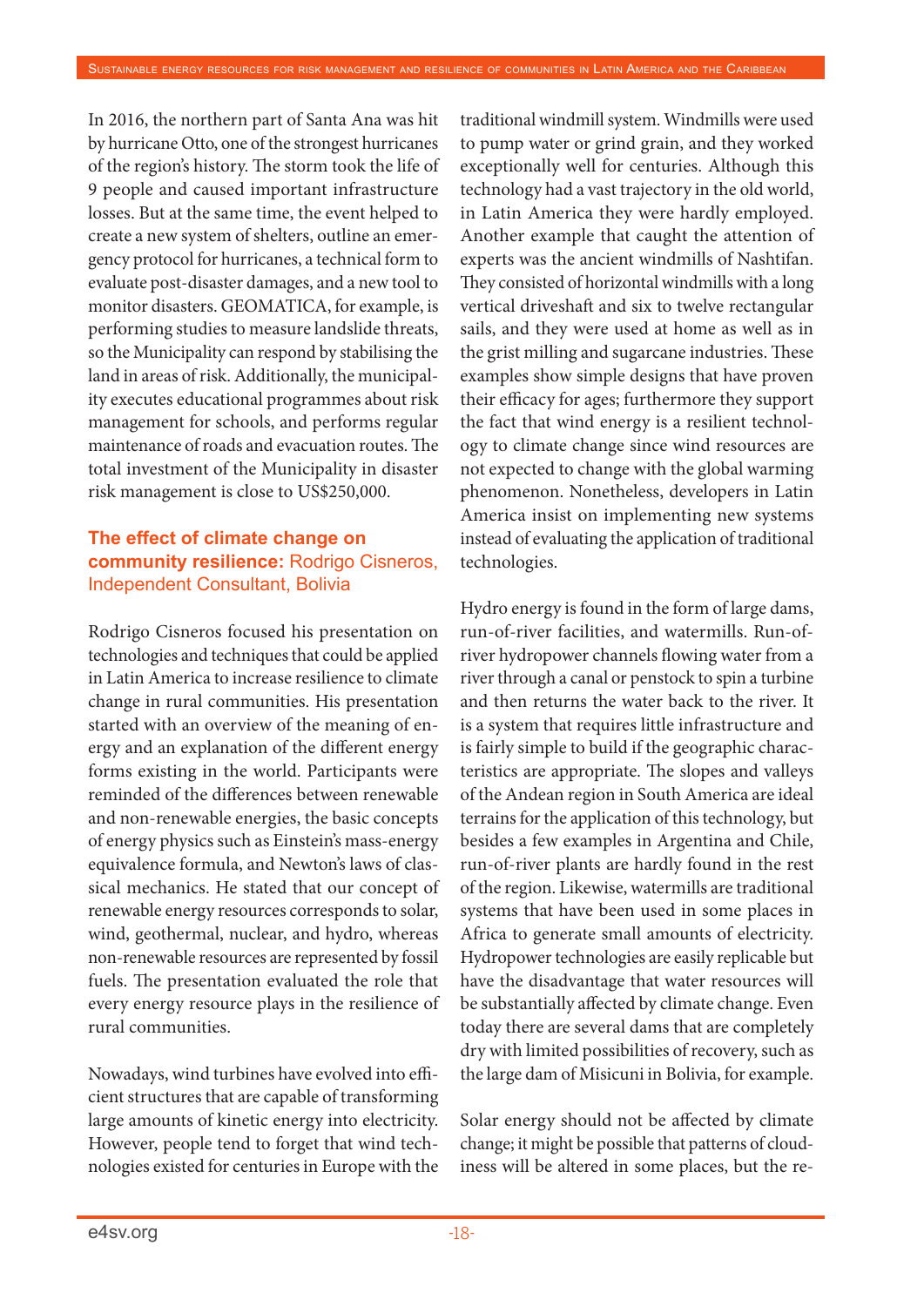In 2016, the northern part of Santa Ana was hit by hurricane Otto, one of the strongest hurricanes of the region's history. The storm took the life of 9 people and caused important infrastructure losses. But at the same time, the event helped to create a new system of shelters, outline an emergency protocol for hurricanes, a technical form to evaluate post-disaster damages, and a new tool to monitor disasters. GEOMATICA, for example, is performing studies to measure landslide threats, so the Municipality can respond by stabilising the land in areas of risk. Additionally, the municipality executes educational programmes about risk management for schools, and performs regular maintenance of roads and evacuation routes. The total investment of the Municipality in disaster risk management is close to US$250,000.

### **The effect of climate change on community resilience:** Rodrigo Cisneros, Independent Consultant, Bolivia

Rodrigo Cisneros focused his presentation on technologies and techniques that could be applied in Latin America to increase resilience to climate change in rural communities. His presentation started with an overview of the meaning of energy and an explanation of the different energy forms existing in the world. Participants were reminded of the differences between renewable and non-renewable energies, the basic concepts of energy physics such as Einstein's mass-energy equivalence formula, and Newton's laws of classical mechanics. He stated that our concept of renewable energy resources corresponds to solar, wind, geothermal, nuclear, and hydro, whereas non-renewable resources are represented by fossil fuels. The presentation evaluated the role that every energy resource plays in the resilience of rural communities.

Nowadays, wind turbines have evolved into efficient structures that are capable of transforming large amounts of kinetic energy into electricity. However, people tend to forget that wind technologies existed for centuries in Europe with the traditional windmill system. Windmills were used to pump water or grind grain, and they worked exceptionally well for centuries. Although this technology had a vast trajectory in the old world, in Latin America they were hardly employed. Another example that caught the attention of experts was the ancient windmills of Nashtifan. They consisted of horizontal windmills with a long vertical driveshaft and six to twelve rectangular sails, and they were used at home as well as in the grist milling and sugarcane industries. These examples show simple designs that have proven their efficacy for ages; furthermore they support the fact that wind energy is a resilient technology to climate change since wind resources are not expected to change with the global warming phenomenon. Nonetheless, developers in Latin America insist on implementing new systems instead of evaluating the application of traditional technologies.

Hydro energy is found in the form of large dams, run-of-river facilities, and watermills. Run-of-river hydropower channels flowing water from a river through a canal or penstock to spin a turbine and then returns the water back to the river. It is a system that requires little infrastructure and is fairly simple to build if the geographic characteristics are appropriate. The slopes and valleys of the Andean region in South America are ideal terrains for the application of this technology, but besides a few examples in Argentina and Chile, run-of-river plants are hardly found in the rest of the region. Likewise, watermills are traditional systems that have been used in some places in Africa to generate small amounts of electricity. Hydropower technologies are easily replicable but have the disadvantage that water resources will be substantially affected by climate change. Even today there are several dams that are completely dry with limited possibilities of recovery, such as the large dam of Misicuni in Bolivia, for example.

Solar energy should not be affected by climate change; it might be possible that patterns of cloudiness will be altered in some places, but the re-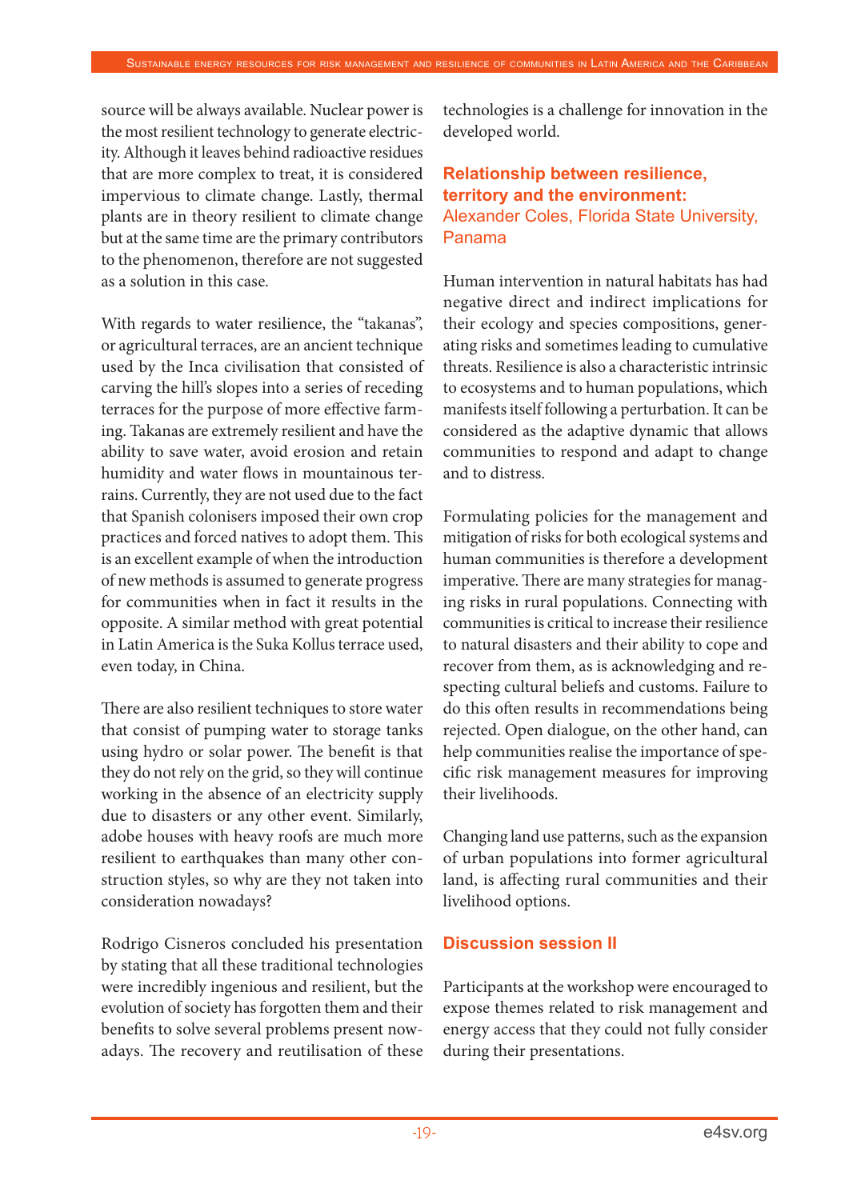source will be always available. Nuclear power is the most resilient technology to generate electricity. Although it leaves behind radioactive residues that are more complex to treat, it is considered impervious to climate change. Lastly, thermal plants are in theory resilient to climate change but at the same time are the primary contributors to the phenomenon, therefore are not suggested as a solution in this case.

With regards to water resilience, the "takanas", or agricultural terraces, are an ancient technique used by the Inca civilisation that consisted of carving the hill's slopes into a series of receding terraces for the purpose of more effective farming. Takanas are extremely resilient and have the ability to save water, avoid erosion and retain humidity and water flows in mountainous terrains. Currently, they are not used due to the fact that Spanish colonisers imposed their own crop practices and forced natives to adopt them. This is an excellent example of when the introduction of new methods is assumed to generate progress for communities when in fact it results in the opposite. A similar method with great potential in Latin America is the Suka Kollus terrace used, even today, in China.

There are also resilient techniques to store water that consist of pumping water to storage tanks using hydro or solar power. The benefit is that they do not rely on the grid, so they will continue working in the absence of an electricity supply due to disasters or any other event. Similarly, adobe houses with heavy roofs are much more resilient to earthquakes than many other construction styles, so why are they not taken into consideration nowadays?

Rodrigo Cisneros concluded his presentation by stating that all these traditional technologies were incredibly ingenious and resilient, but the evolution of society has forgotten them and their benefits to solve several problems present nowadays. The recovery and reutilisation of these technologies is a challenge for innovation in the developed world.

## Relationship between resilience, territory and the environment:
Alexander Coles, Florida State University, Panama

Human intervention in natural habitats has had negative direct and indirect implications for their ecology and species compositions, generating risks and sometimes leading to cumulative threats. Resilience is also a characteristic intrinsic to ecosystems and to human populations, which manifests itself following a perturbation. It can be considered as the adaptive dynamic that allows communities to respond and adapt to change and to distress.

Formulating policies for the management and mitigation of risks for both ecological systems and human communities is therefore a development imperative. There are many strategies for managing risks in rural populations. Connecting with communities is critical to increase their resilience to natural disasters and their ability to cope and recover from them, as is acknowledging and respecting cultural beliefs and customs. Failure to do this often results in recommendations being rejected. Open dialogue, on the other hand, can help communities realise the importance of specific risk management measures for improving their livelihoods.

Changing land use patterns, such as the expansion of urban populations into former agricultural land, is affecting rural communities and their livelihood options.

## Discussion session II

Participants at the workshop were encouraged to expose themes related to risk management and energy access that they could not fully consider during their presentations.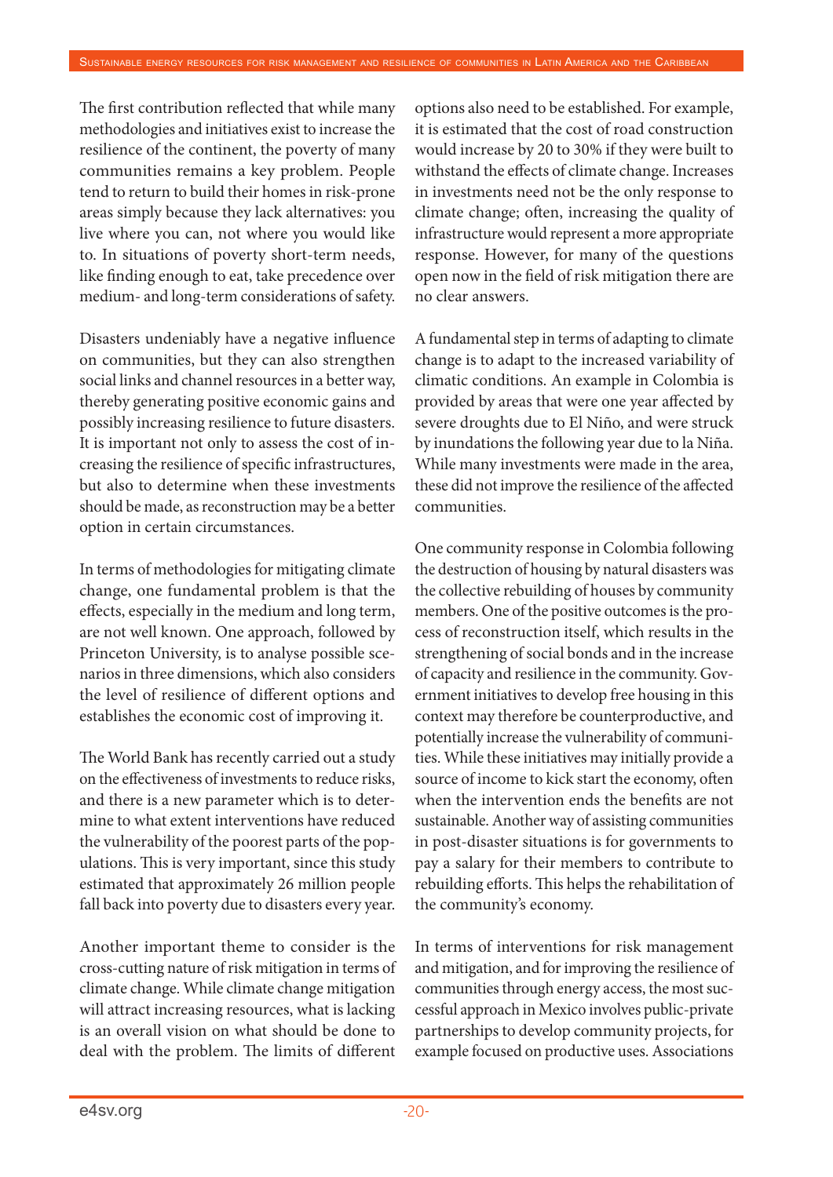The first contribution reflected that while many methodologies and initiatives exist to increase the resilience of the continent, the poverty of many communities remains a key problem. People tend to return to build their homes in risk-prone areas simply because they lack alternatives: you live where you can, not where you would like to. In situations of poverty short-term needs, like finding enough to eat, take precedence over medium- and long-term considerations of safety.

Disasters undeniably have a negative influence on communities, but they can also strengthen social links and channel resources in a better way, thereby generating positive economic gains and possibly increasing resilience to future disasters. It is important not only to assess the cost of increasing the resilience of specific infrastructures, but also to determine when these investments should be made, as reconstruction may be a better option in certain circumstances.

In terms of methodologies for mitigating climate change, one fundamental problem is that the effects, especially in the medium and long term, are not well known. One approach, followed by Princeton University, is to analyse possible scenarios in three dimensions, which also considers the level of resilience of different options and establishes the economic cost of improving it.

The World Bank has recently carried out a study on the effectiveness of investments to reduce risks, and there is a new parameter which is to determine to what extent interventions have reduced the vulnerability of the poorest parts of the populations. This is very important, since this study estimated that approximately 26 million people fall back into poverty due to disasters every year.

Another important theme to consider is the cross-cutting nature of risk mitigation in terms of climate change. While climate change mitigation will attract increasing resources, what is lacking is an overall vision on what should be done to deal with the problem. The limits of different options also need to be established. For example, it is estimated that the cost of road construction would increase by 20 to 30% if they were built to withstand the effects of climate change. Increases in investments need not be the only response to climate change; often, increasing the quality of infrastructure would represent a more appropriate response. However, for many of the questions open now in the field of risk mitigation there are no clear answers.

A fundamental step in terms of adapting to climate change is to adapt to the increased variability of climatic conditions. An example in Colombia is provided by areas that were one year affected by severe droughts due to El Niño, and were struck by inundations the following year due to la Niña. While many investments were made in the area, these did not improve the resilience of the affected communities.

One community response in Colombia following the destruction of housing by natural disasters was the collective rebuilding of houses by community members. One of the positive outcomes is the process of reconstruction itself, which results in the strengthening of social bonds and in the increase of capacity and resilience in the community. Government initiatives to develop free housing in this context may therefore be counterproductive, and potentially increase the vulnerability of communities. While these initiatives may initially provide a source of income to kick start the economy, often when the intervention ends the benefits are not sustainable. Another way of assisting communities in post-disaster situations is for governments to pay a salary for their members to contribute to rebuilding efforts. This helps the rehabilitation of the community's economy.

In terms of interventions for risk management and mitigation, and for improving the resilience of communities through energy access, the most successful approach in Mexico involves public-private partnerships to develop community projects, for example focused on productive uses. Associations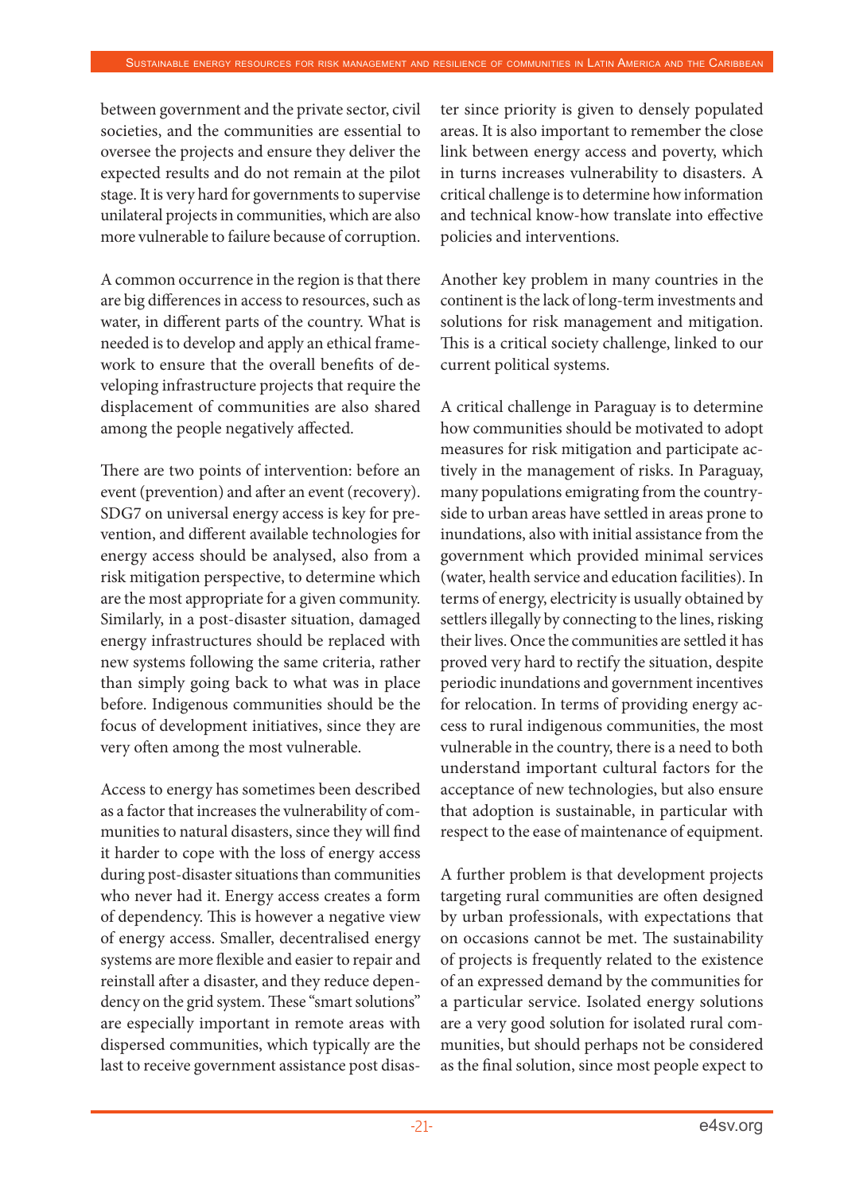between government and the private sector, civil societies, and the communities are essential to oversee the projects and ensure they deliver the expected results and do not remain at the pilot stage. It is very hard for governments to supervise unilateral projects in communities, which are also more vulnerable to failure because of corruption.

A common occurrence in the region is that there are big differences in access to resources, such as water, in different parts of the country. What is needed is to develop and apply an ethical framework to ensure that the overall benefits of developing infrastructure projects that require the displacement of communities are also shared among the people negatively affected.

There are two points of intervention: before an event (prevention) and after an event (recovery). SDG7 on universal energy access is key for prevention, and different available technologies for energy access should be analysed, also from a risk mitigation perspective, to determine which are the most appropriate for a given community. Similarly, in a post-disaster situation, damaged energy infrastructures should be replaced with new systems following the same criteria, rather than simply going back to what was in place before. Indigenous communities should be the focus of development initiatives, since they are very often among the most vulnerable.

Access to energy has sometimes been described as a factor that increases the vulnerability of communities to natural disasters, since they will find it harder to cope with the loss of energy access during post-disaster situations than communities who never had it. Energy access creates a form of dependency. This is however a negative view of energy access. Smaller, decentralised energy systems are more flexible and easier to repair and reinstall after a disaster, and they reduce dependency on the grid system. These "smart solutions" are especially important in remote areas with dispersed communities, which typically are the last to receive government assistance post disaster since priority is given to densely populated areas. It is also important to remember the close link between energy access and poverty, which in turns increases vulnerability to disasters. A critical challenge is to determine how information and technical know-how translate into effective policies and interventions.

Another key problem in many countries in the continent is the lack of long-term investments and solutions for risk management and mitigation. This is a critical society challenge, linked to our current political systems.

A critical challenge in Paraguay is to determine how communities should be motivated to adopt measures for risk mitigation and participate actively in the management of risks. In Paraguay, many populations emigrating from the countryside to urban areas have settled in areas prone to inundations, also with initial assistance from the government which provided minimal services (water, health service and education facilities). In terms of energy, electricity is usually obtained by settlers illegally by connecting to the lines, risking their lives. Once the communities are settled it has proved very hard to rectify the situation, despite periodic inundations and government incentives for relocation. In terms of providing energy access to rural indigenous communities, the most vulnerable in the country, there is a need to both understand important cultural factors for the acceptance of new technologies, but also ensure that adoption is sustainable, in particular with respect to the ease of maintenance of equipment.

A further problem is that development projects targeting rural communities are often designed by urban professionals, with expectations that on occasions cannot be met. The sustainability of projects is frequently related to the existence of an expressed demand by the communities for a particular service. Isolated energy solutions are a very good solution for isolated rural communities, but should perhaps not be considered as the final solution, since most people expect to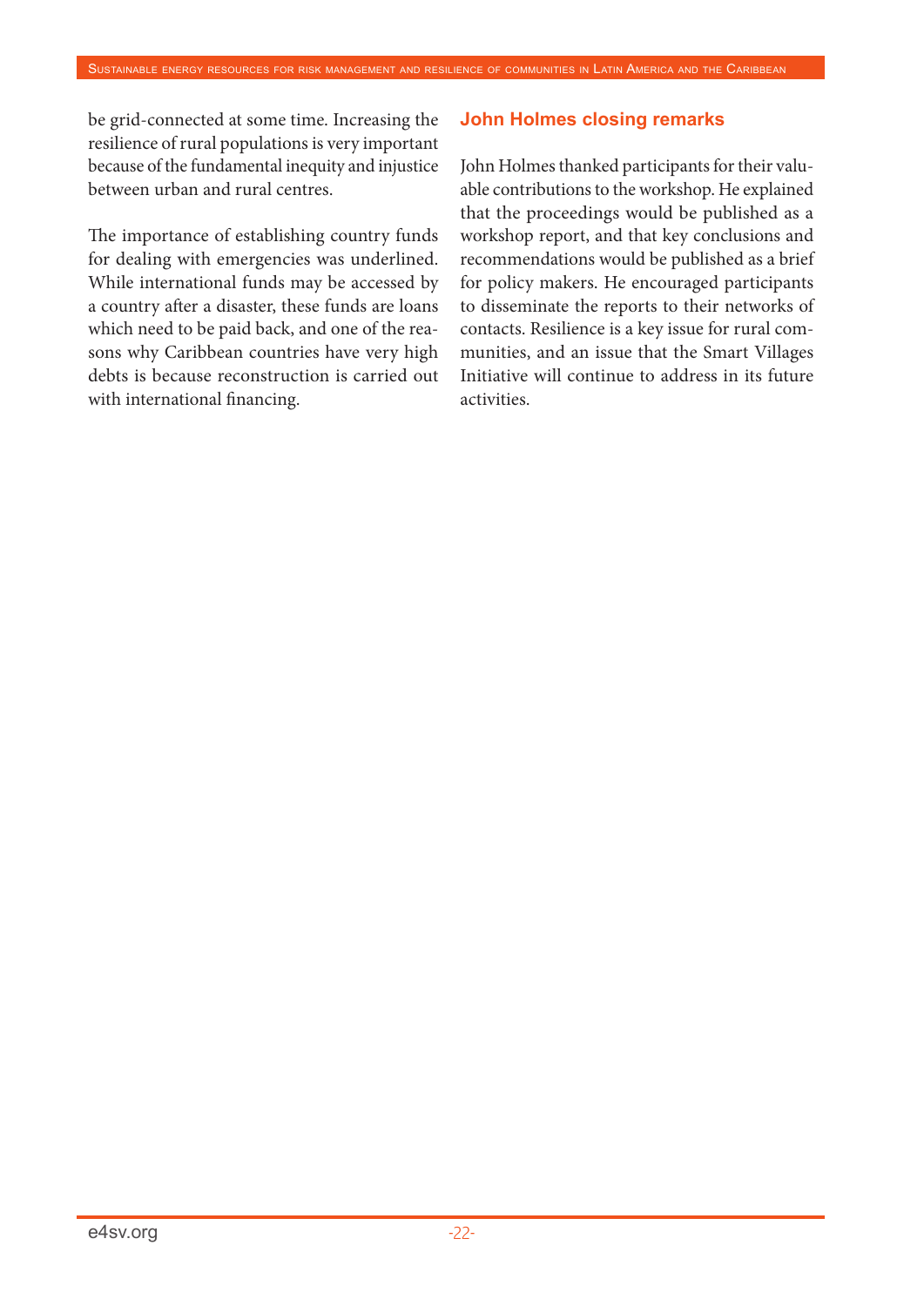be grid-connected at some time. Increasing the resilience of rural populations is very important because of the fundamental inequity and injustice between urban and rural centres.

The importance of establishing country funds for dealing with emergencies was underlined. While international funds may be accessed by a country after a disaster, these funds are loans which need to be paid back, and one of the reasons why Caribbean countries have very high debts is because reconstruction is carried out with international financing.

## John Holmes closing remarks

John Holmes thanked participants for their valuable contributions to the workshop. He explained that the proceedings would be published as a workshop report, and that key conclusions and recommendations would be published as a brief for policy makers. He encouraged participants to disseminate the reports to their networks of contacts. Resilience is a key issue for rural communities, and an issue that the Smart Villages Initiative will continue to address in its future activities.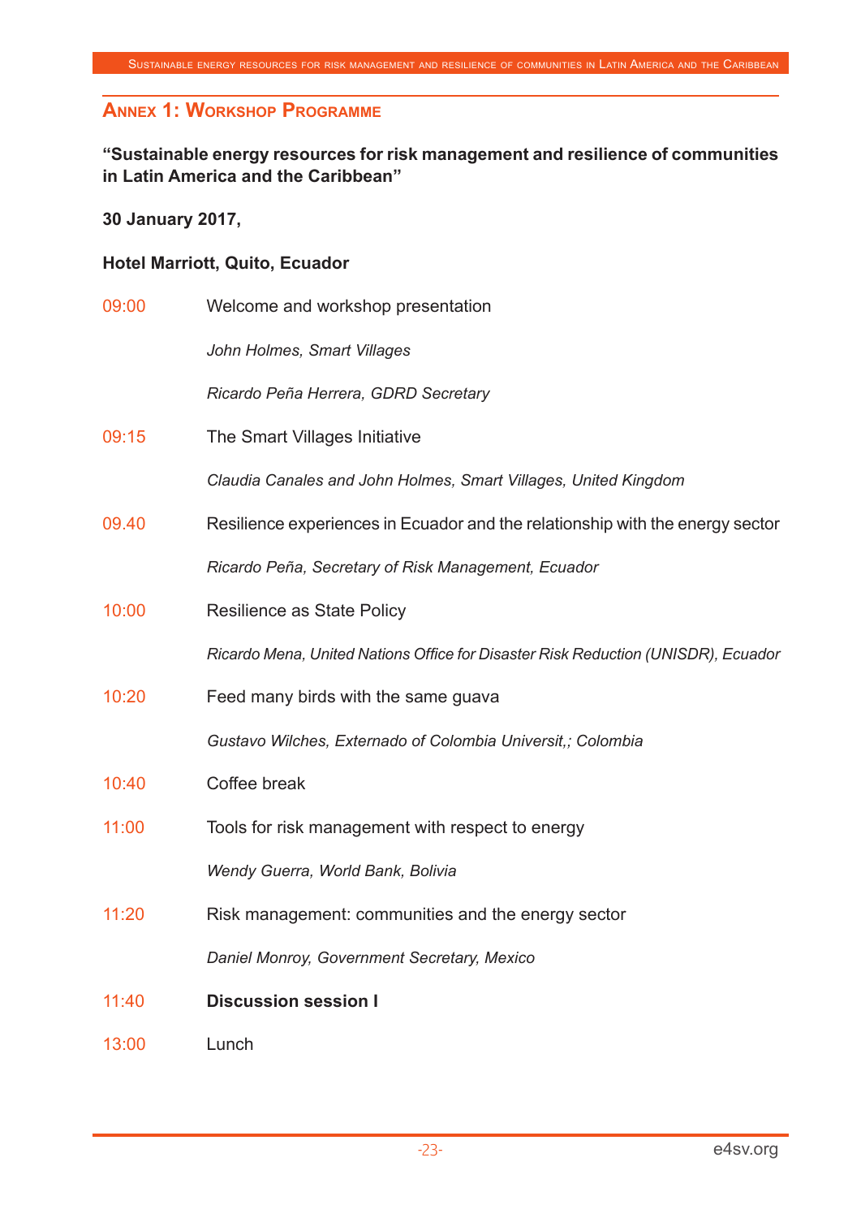## Annex 1: Workshop Programme

**“Sustainable energy resources for risk management and resilience of communities in Latin America and the Caribbean”**

**30 January 2017,**

**Hotel Marriott, Quito, Ecuador**

| | |
|---|---|
| 09:00 | Welcome and workshop presentation |
| | *John Holmes, Smart Villages* |
| | *Ricardo Peña Herrera, GDRD Secretary* |
| 09:15 | The Smart Villages Initiative |
| | *Claudia Canales and John Holmes, Smart Villages, United Kingdom* |
| 09.40 | Resilience experiences in Ecuador and the relationship with the energy sector |
| | *Ricardo Peña, Secretary of Risk Management, Ecuador* |
| 10:00 | Resilience as State Policy |
| | *Ricardo Mena, United Nations Office for Disaster Risk Reduction (UNISDR), Ecuador* |
| 10:20 | Feed many birds with the same guava |
| | *Gustavo Wilches, Externado of Colombia Universit,; Colombia* |
| 10:40 | Coffee break |
| 11:00 | Tools for risk management with respect to energy |
| | *Wendy Guerra, World Bank, Bolivia* |
| 11:20 | Risk management: communities and the energy sector |
| | *Daniel Monroy, Government Secretary, Mexico* |
| 11:40 | **Discussion session I** |
| 13:00 | Lunch |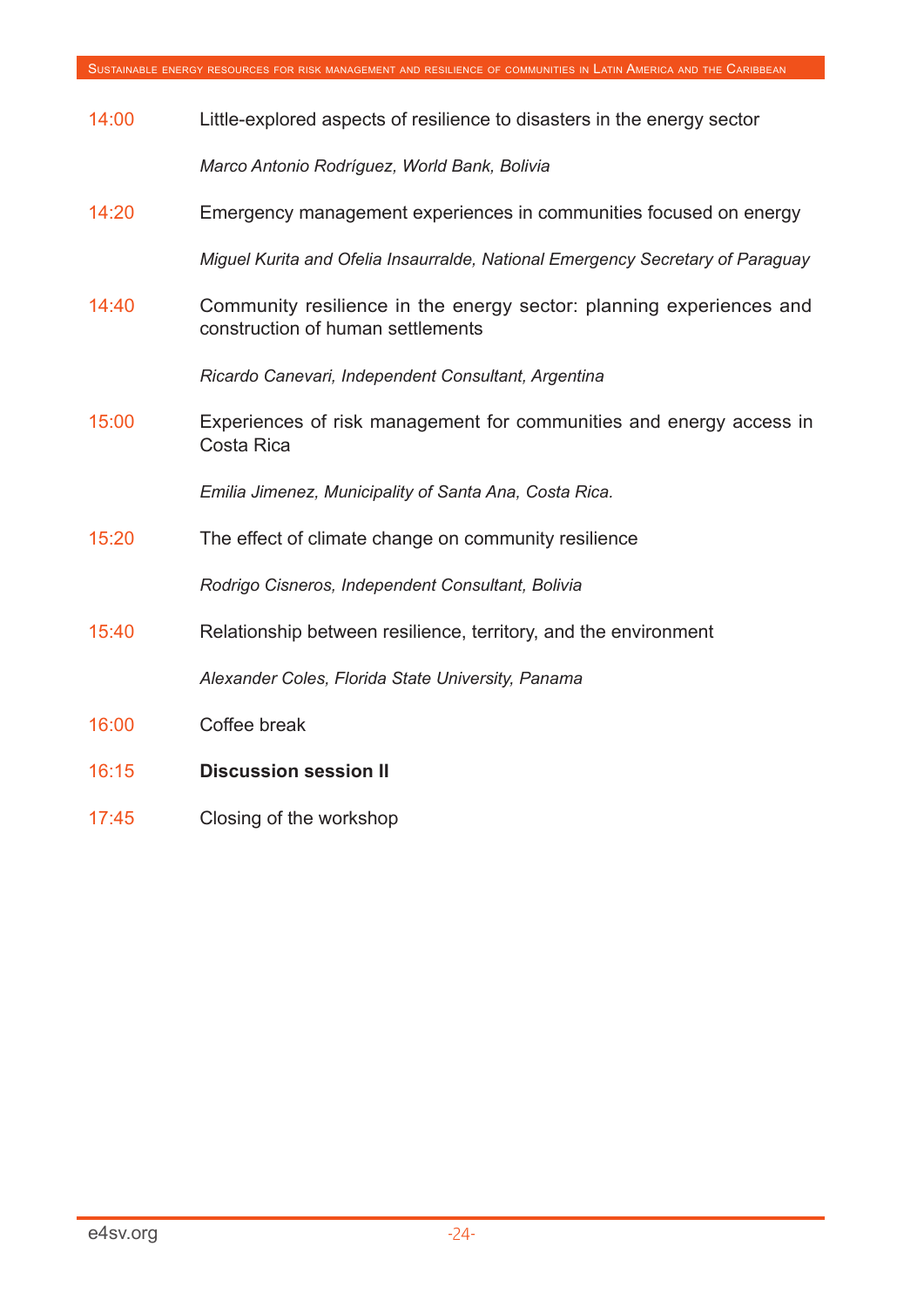14:00 Little-explored aspects of resilience to disasters in the energy sector

*Marco Antonio Rodríguez, World Bank, Bolivia*

14:20 Emergency management experiences in communities focused on energy

*Miguel Kurita and Ofelia Insaurralde, National Emergency Secretary of Paraguay*

14:40 Community resilience in the energy sector: planning experiences and construction of human settlements

*Ricardo Canevari, Independent Consultant, Argentina*

15:00 Experiences of risk management for communities and energy access in Costa Rica

*Emilia Jimenez, Municipality of Santa Ana, Costa Rica.*

15:20 The effect of climate change on community resilience

*Rodrigo Cisneros, Independent Consultant, Bolivia*

15:40 Relationship between resilience, territory, and the environment

*Alexander Coles, Florida State University, Panama*

16:00 Coffee break

16:15 **Discussion session II**

17:45 Closing of the workshop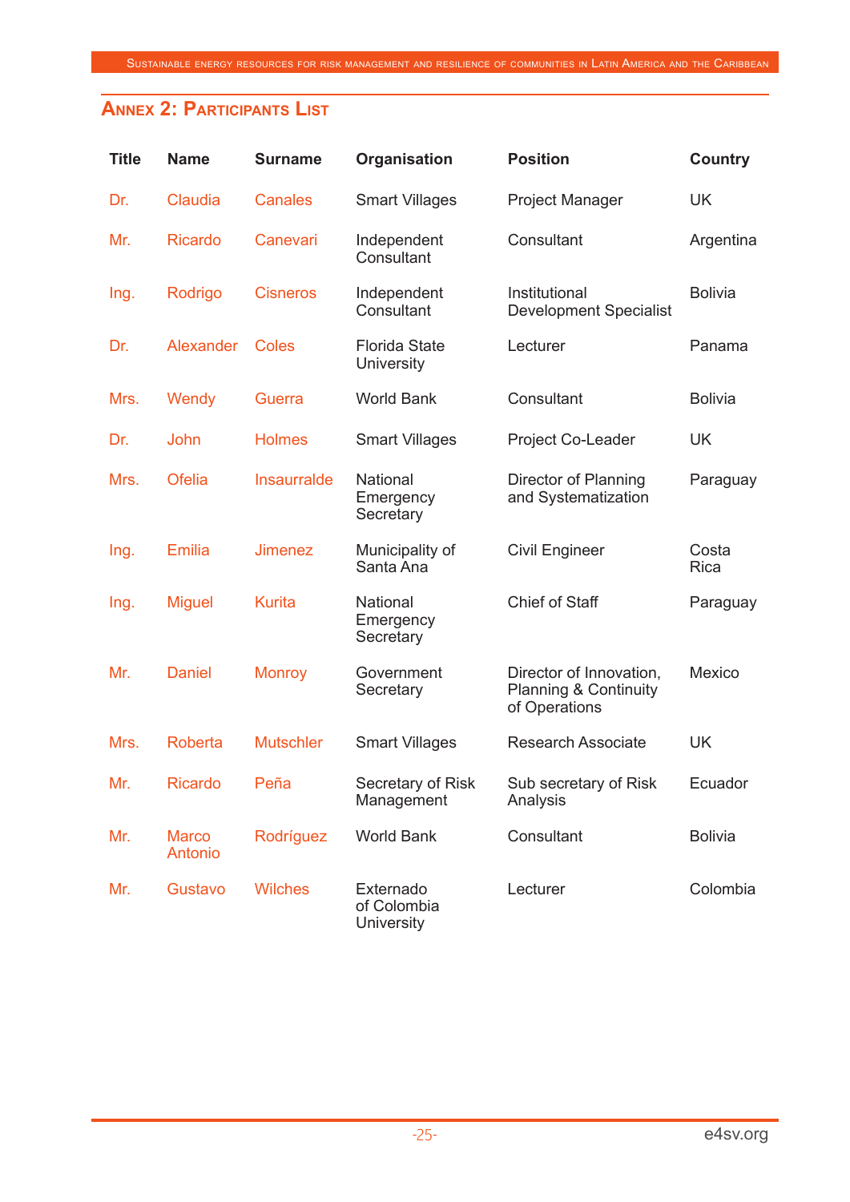## Annex 2: Participants List

| Title | Name | Surname | Organisation | Position | Country |
|---|---|---|---|---|---|
| Dr. | Claudia | Canales | Smart Villages | Project Manager | UK |
| Mr. | Ricardo | Canevari | Independent Consultant | Consultant | Argentina |
| Ing. | Rodrigo | Cisneros | Independent Consultant | Institutional Development Specialist | Bolivia |
| Dr. | Alexander | Coles | Florida State University | Lecturer | Panama |
| Mrs. | Wendy | Guerra | World Bank | Consultant | Bolivia |
| Dr. | John | Holmes | Smart Villages | Project Co-Leader | UK |
| Mrs. | Ofelia | Insaurralde | National Emergency Secretary | Director of Planning and Systematization | Paraguay |
| Ing. | Emilia | Jimenez | Municipality of Santa Ana | Civil Engineer | Costa Rica |
| Ing. | Miguel | Kurita | National Emergency Secretary | Chief of Staff | Paraguay |
| Mr. | Daniel | Monroy | Government Secretary | Director of Innovation, Planning & Continuity of Operations | Mexico |
| Mrs. | Roberta | Mutschler | Smart Villages | Research Associate | UK |
| Mr. | Ricardo | Peña | Secretary of Risk Management | Sub secretary of Risk Analysis | Ecuador |
| Mr. | Marco Antonio | Rodríguez | World Bank | Consultant | Bolivia |
| Mr. | Gustavo | Wilches | Externado of Colombia University | Lecturer | Colombia |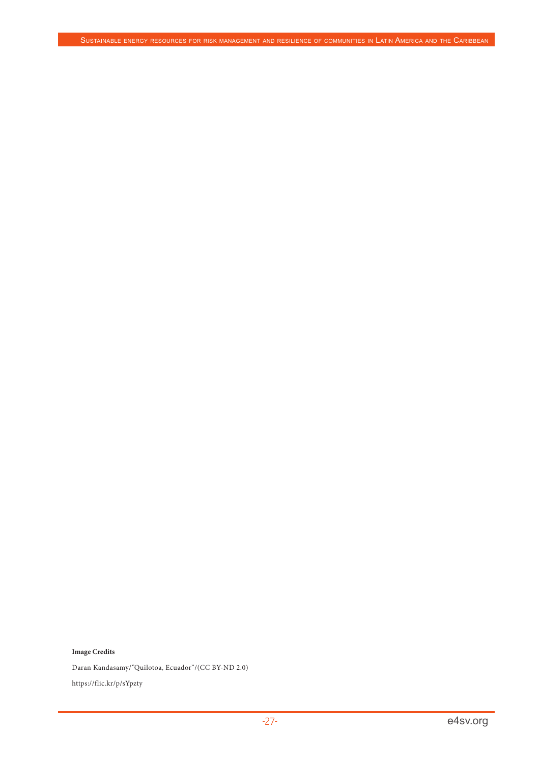**Image Credits**

Daran Kandasamy/"Quilotoa, Ecuador"/(CC BY-ND 2.0)

https://flic.kr/p/sYpzty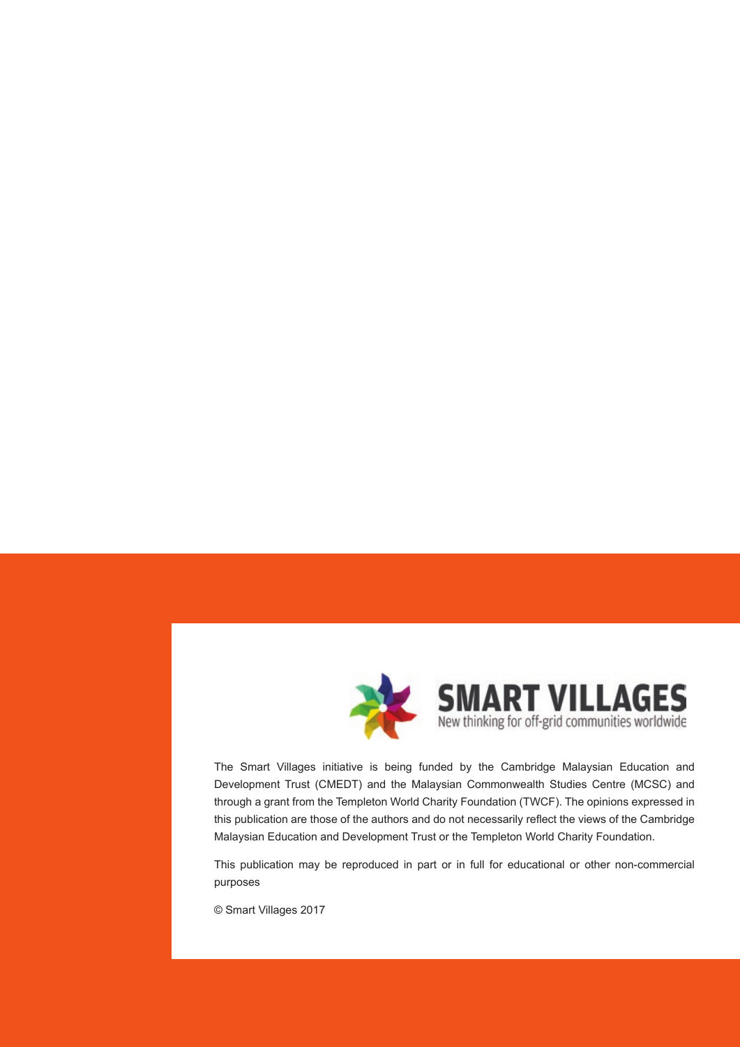**SMART VILLAGES**
New thinking for off-grid communities worldwide

The Smart Villages initiative is being funded by the Cambridge Malaysian Education and Development Trust (CMEDT) and the Malaysian Commonwealth Studies Centre (MCSC) and through a grant from the Templeton World Charity Foundation (TWCF). The opinions expressed in this publication are those of the authors and do not necessarily reflect the views of the Cambridge Malaysian Education and Development Trust or the Templeton World Charity Foundation.

This publication may be reproduced in part or in full for educational or other non-commercial purposes

© Smart Villages 2017